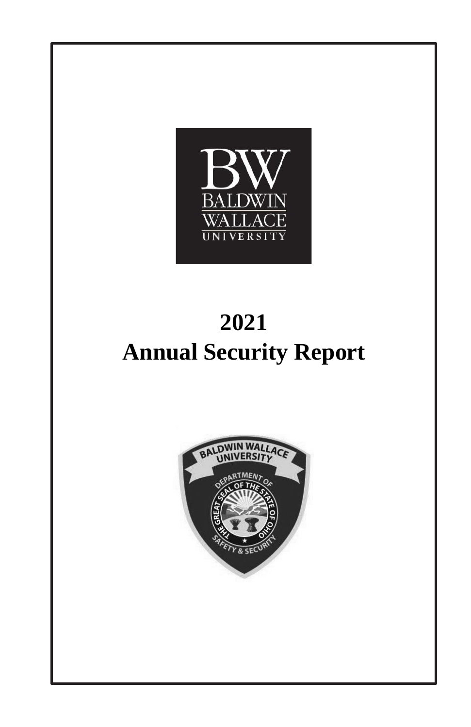# 2021
# Annual Security Report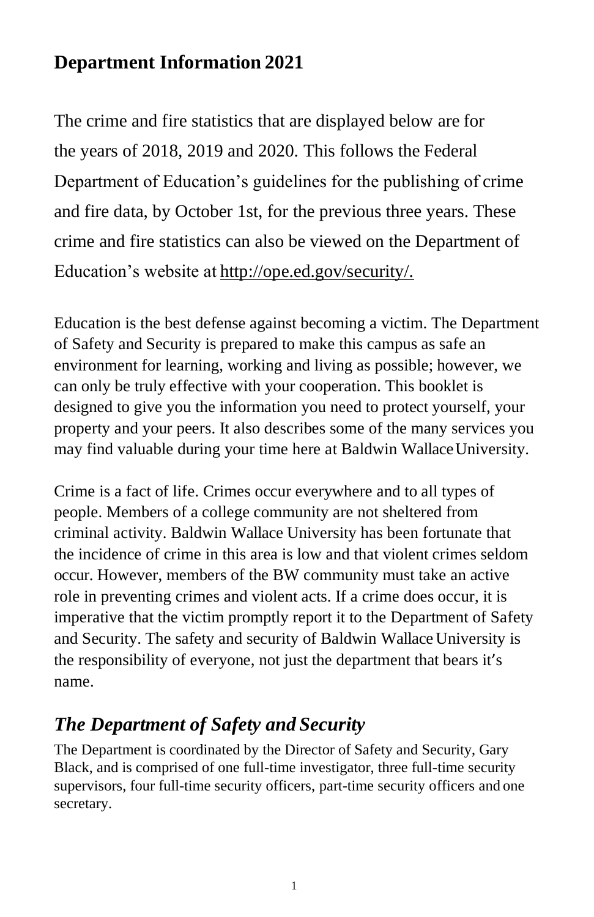## Department Information 2021

The crime and fire statistics that are displayed below are for the years of 2018, 2019 and 2020. This follows the Federal Department of Education's guidelines for the publishing of crime and fire data, by October 1st, for the previous three years. These crime and fire statistics can also be viewed on the Department of Education's website at http://ope.ed.gov/security/.

Education is the best defense against becoming a victim. The Department of Safety and Security is prepared to make this campus as safe an environment for learning, working and living as possible; however, we can only be truly effective with your cooperation. This booklet is designed to give you the information you need to protect yourself, your property and your peers. It also describes some of the many services you may find valuable during your time here at Baldwin Wallace University.

Crime is a fact of life. Crimes occur everywhere and to all types of people. Members of a college community are not sheltered from criminal activity. Baldwin Wallace University has been fortunate that the incidence of crime in this area is low and that violent crimes seldom occur. However, members of the BW community must take an active role in preventing crimes and violent acts. If a crime does occur, it is imperative that the victim promptly report it to the Department of Safety and Security. The safety and security of Baldwin Wallace University is the responsibility of everyone, not just the department that bears it's name.

### *The Department of Safety and Security*

The Department is coordinated by the Director of Safety and Security, Gary Black, and is comprised of one full-time investigator, three full-time security supervisors, four full-time security officers, part-time security officers and one secretary.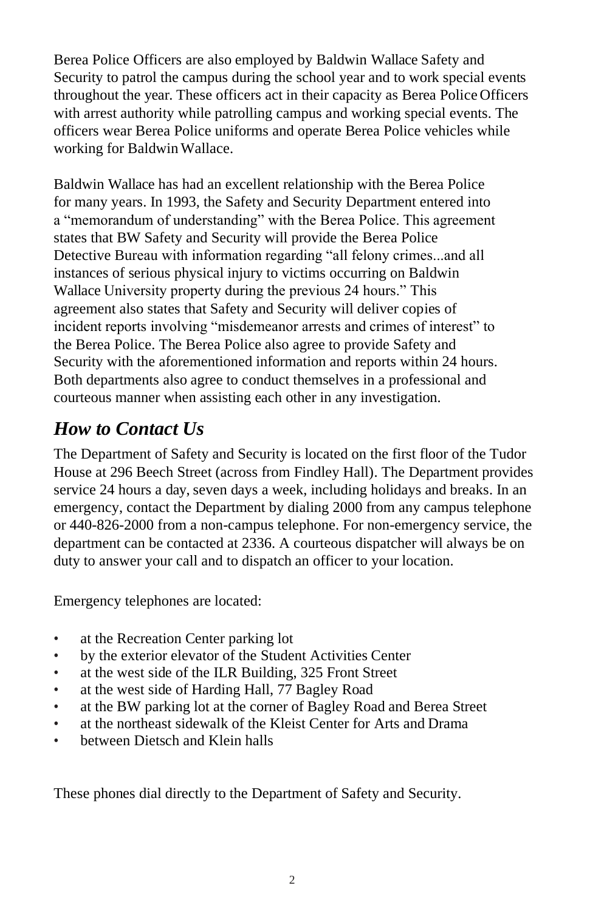Berea Police Officers are also employed by Baldwin Wallace Safety and Security to patrol the campus during the school year and to work special events throughout the year. These officers act in their capacity as Berea Police Officers with arrest authority while patrolling campus and working special events. The officers wear Berea Police uniforms and operate Berea Police vehicles while working for Baldwin Wallace.

Baldwin Wallace has had an excellent relationship with the Berea Police for many years. In 1993, the Safety and Security Department entered into a "memorandum of understanding" with the Berea Police. This agreement states that BW Safety and Security will provide the Berea Police Detective Bureau with information regarding "all felony crimes...and all instances of serious physical injury to victims occurring on Baldwin Wallace University property during the previous 24 hours." This agreement also states that Safety and Security will deliver copies of incident reports involving "misdemeanor arrests and crimes of interest" to the Berea Police. The Berea Police also agree to provide Safety and Security with the aforementioned information and reports within 24 hours. Both departments also agree to conduct themselves in a professional and courteous manner when assisting each other in any investigation.

## *How to Contact Us*

The Department of Safety and Security is located on the first floor of the Tudor House at 296 Beech Street (across from Findley Hall). The Department provides service 24 hours a day, seven days a week, including holidays and breaks. In an emergency, contact the Department by dialing 2000 from any campus telephone or 440-826-2000 from a non-campus telephone. For non-emergency service, the department can be contacted at 2336. A courteous dispatcher will always be on duty to answer your call and to dispatch an officer to your location.

Emergency telephones are located:

- at the Recreation Center parking lot
- by the exterior elevator of the Student Activities Center
- at the west side of the ILR Building, 325 Front Street
- at the west side of Harding Hall, 77 Bagley Road
- at the BW parking lot at the corner of Bagley Road and Berea Street
- at the northeast sidewalk of the Kleist Center for Arts and Drama
- between Dietsch and Klein halls

These phones dial directly to the Department of Safety and Security.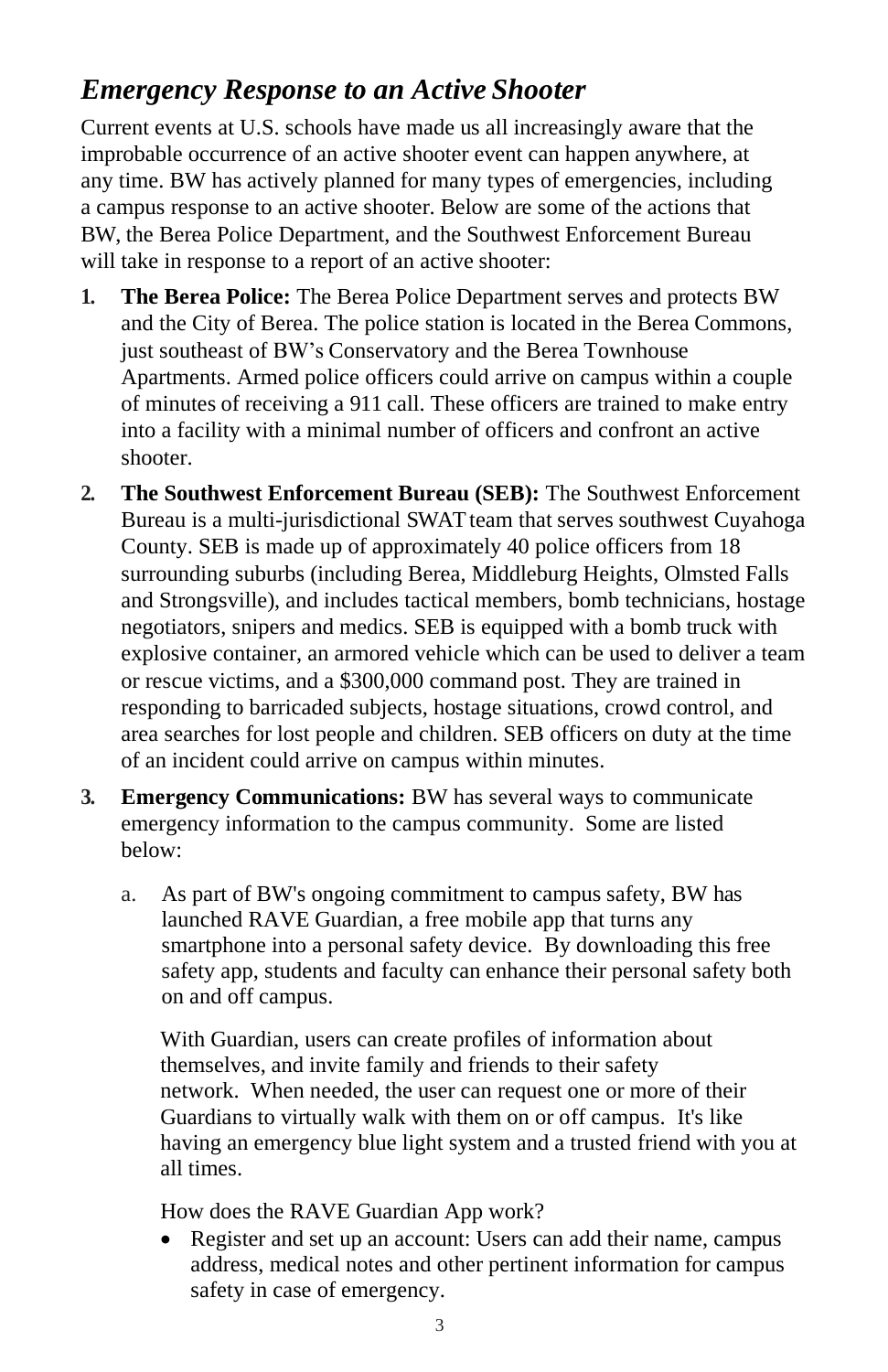## *Emergency Response to an Active Shooter*

Current events at U.S. schools have made us all increasingly aware that the improbable occurrence of an active shooter event can happen anywhere, at any time. BW has actively planned for many types of emergencies, including a campus response to an active shooter. Below are some of the actions that BW, the Berea Police Department, and the Southwest Enforcement Bureau will take in response to a report of an active shooter:

1. **The Berea Police:** The Berea Police Department serves and protects BW and the City of Berea. The police station is located in the Berea Commons, just southeast of BW's Conservatory and the Berea Townhouse Apartments. Armed police officers could arrive on campus within a couple of minutes of receiving a 911 call. These officers are trained to make entry into a facility with a minimal number of officers and confront an active shooter.
2. **The Southwest Enforcement Bureau (SEB):** The Southwest Enforcement Bureau is a multi-jurisdictional SWAT team that serves southwest Cuyahoga County. SEB is made up of approximately 40 police officers from 18 surrounding suburbs (including Berea, Middleburg Heights, Olmsted Falls and Strongsville), and includes tactical members, bomb technicians, hostage negotiators, snipers and medics. SEB is equipped with a bomb truck with explosive container, an armored vehicle which can be used to deliver a team or rescue victims, and a $300,000 command post. They are trained in responding to barricaded subjects, hostage situations, crowd control, and area searches for lost people and children. SEB officers on duty at the time of an incident could arrive on campus within minutes.
3. **Emergency Communications:** BW has several ways to communicate emergency information to the campus community. Some are listed below:

   a. As part of BW's ongoing commitment to campus safety, BW has launched RAVE Guardian, a free mobile app that turns any smartphone into a personal safety device. By downloading this free safety app, students and faculty can enhance their personal safety both on and off campus.

      With Guardian, users can create profiles of information about themselves, and invite family and friends to their safety network. When needed, the user can request one or more of their Guardians to virtually walk with them on or off campus. It's like having an emergency blue light system and a trusted friend with you at all times.

      How does the RAVE Guardian App work?

      - Register and set up an account: Users can add their name, campus address, medical notes and other pertinent information for campus safety in case of emergency.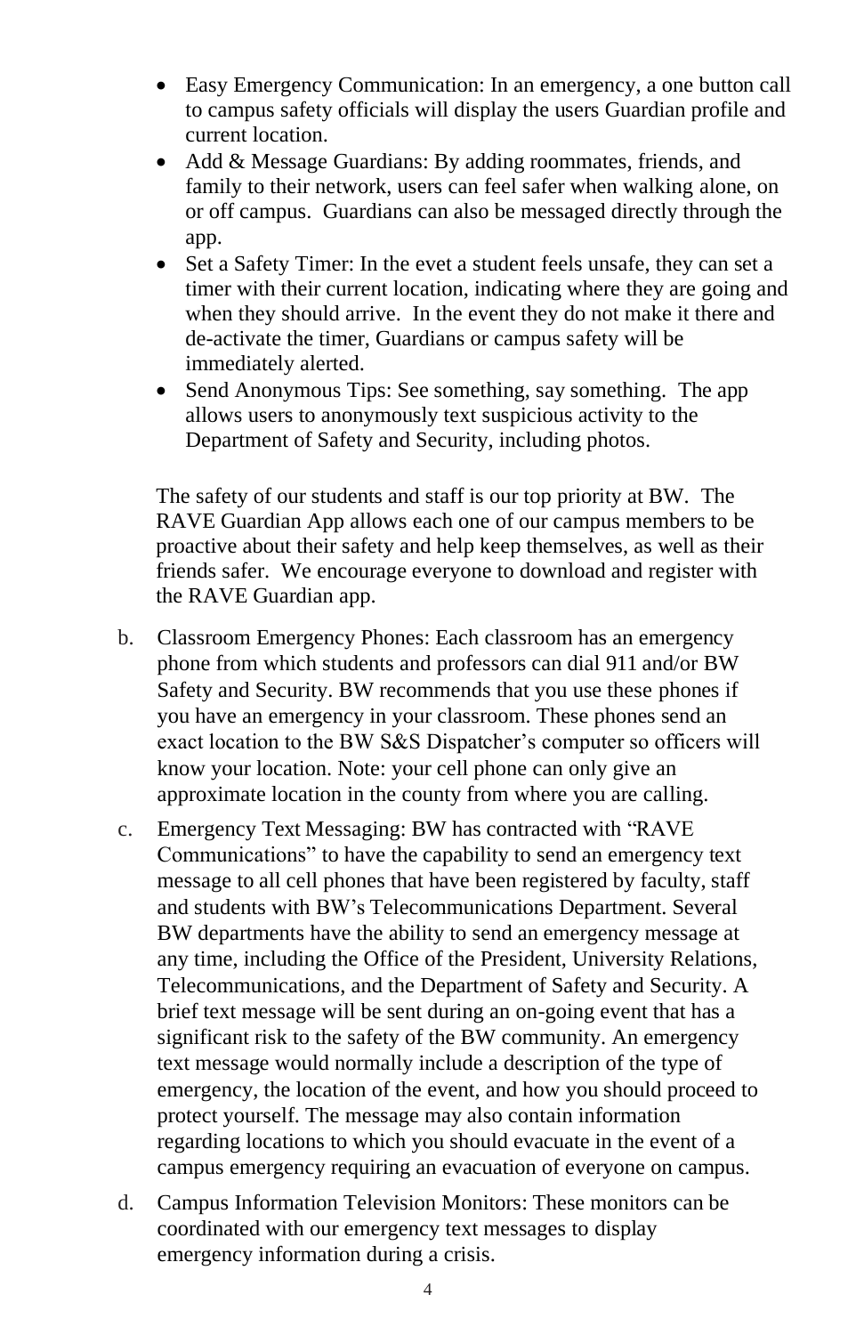- Easy Emergency Communication: In an emergency, a one button call to campus safety officials will display the users Guardian profile and current location.
- Add & Message Guardians: By adding roommates, friends, and family to their network, users can feel safer when walking alone, on or off campus. Guardians can also be messaged directly through the app.
- Set a Safety Timer: In the evet a student feels unsafe, they can set a timer with their current location, indicating where they are going and when they should arrive. In the event they do not make it there and de-activate the timer, Guardians or campus safety will be immediately alerted.
- Send Anonymous Tips: See something, say something. The app allows users to anonymously text suspicious activity to the Department of Safety and Security, including photos.

The safety of our students and staff is our top priority at BW. The RAVE Guardian App allows each one of our campus members to be proactive about their safety and help keep themselves, as well as their friends safer. We encourage everyone to download and register with the RAVE Guardian app.

b. Classroom Emergency Phones: Each classroom has an emergency phone from which students and professors can dial 911 and/or BW Safety and Security. BW recommends that you use these phones if you have an emergency in your classroom. These phones send an exact location to the BW S&S Dispatcher's computer so officers will know your location. Note: your cell phone can only give an approximate location in the county from where you are calling.

c. Emergency Text Messaging: BW has contracted with "RAVE Communications" to have the capability to send an emergency text message to all cell phones that have been registered by faculty, staff and students with BW's Telecommunications Department. Several BW departments have the ability to send an emergency message at any time, including the Office of the President, University Relations, Telecommunications, and the Department of Safety and Security. A brief text message will be sent during an on-going event that has a significant risk to the safety of the BW community. An emergency text message would normally include a description of the type of emergency, the location of the event, and how you should proceed to protect yourself. The message may also contain information regarding locations to which you should evacuate in the event of a campus emergency requiring an evacuation of everyone on campus.

d. Campus Information Television Monitors: These monitors can be coordinated with our emergency text messages to display emergency information during a crisis.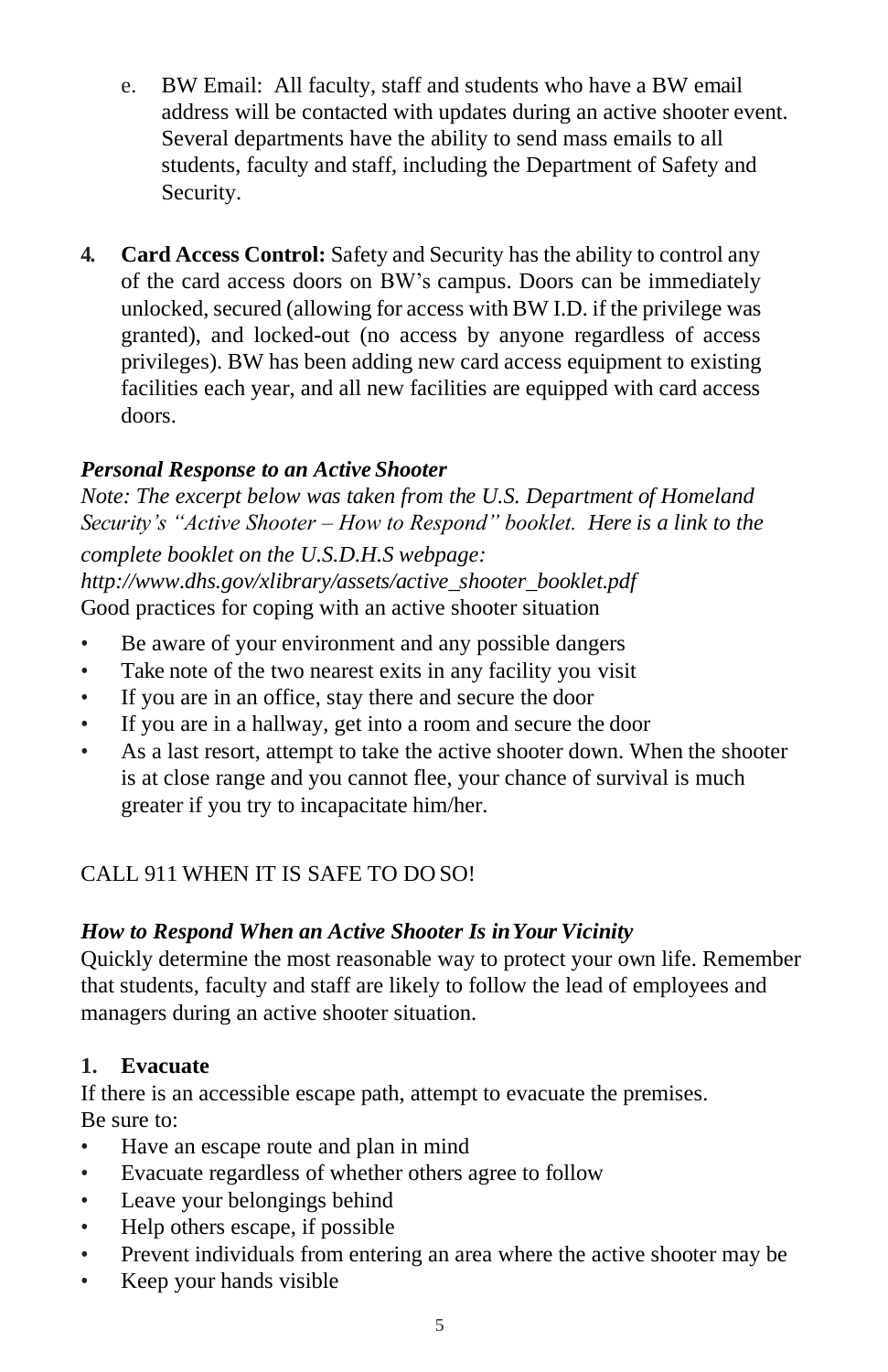e. BW Email: All faculty, staff and students who have a BW email address will be contacted with updates during an active shooter event. Several departments have the ability to send mass emails to all students, faculty and staff, including the Department of Safety and Security.

4. **Card Access Control:** Safety and Security has the ability to control any of the card access doors on BW's campus. Doors can be immediately unlocked, secured (allowing for access with BW I.D. if the privilege was granted), and locked-out (no access by anyone regardless of access privileges). BW has been adding new card access equipment to existing facilities each year, and all new facilities are equipped with card access doors.

### *Personal Response to an Active Shooter*

*Note: The excerpt below was taken from the U.S. Department of Homeland Security's "Active Shooter – How to Respond" booklet. Here is a link to the complete booklet on the U.S.D.H.S webpage: http://www.dhs.gov/xlibrary/assets/active_shooter_booklet.pdf*

Good practices for coping with an active shooter situation

- Be aware of your environment and any possible dangers
- Take note of the two nearest exits in any facility you visit
- If you are in an office, stay there and secure the door
- If you are in a hallway, get into a room and secure the door
- As a last resort, attempt to take the active shooter down. When the shooter is at close range and you cannot flee, your chance of survival is much greater if you try to incapacitate him/her.

CALL 911 WHEN IT IS SAFE TO DO SO!

### *How to Respond When an Active Shooter Is in Your Vicinity*

Quickly determine the most reasonable way to protect your own life. Remember that students, faculty and staff are likely to follow the lead of employees and managers during an active shooter situation.

**1. Evacuate**

If there is an accessible escape path, attempt to evacuate the premises. Be sure to:

- Have an escape route and plan in mind
- Evacuate regardless of whether others agree to follow
- Leave your belongings behind
- Help others escape, if possible
- Prevent individuals from entering an area where the active shooter may be
- Keep your hands visible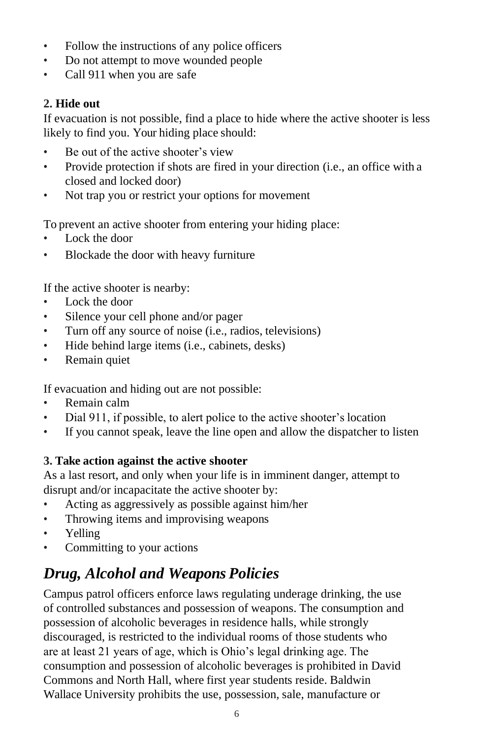- Follow the instructions of any police officers
- Do not attempt to move wounded people
- Call 911 when you are safe

**2. Hide out**

If evacuation is not possible, find a place to hide where the active shooter is less likely to find you. Your hiding place should:

- Be out of the active shooter's view
- Provide protection if shots are fired in your direction (i.e., an office with a closed and locked door)
- Not trap you or restrict your options for movement

To prevent an active shooter from entering your hiding place:

- Lock the door
- Blockade the door with heavy furniture

If the active shooter is nearby:

- Lock the door
- Silence your cell phone and/or pager
- Turn off any source of noise (i.e., radios, televisions)
- Hide behind large items (i.e., cabinets, desks)
- Remain quiet

If evacuation and hiding out are not possible:

- Remain calm
- Dial 911, if possible, to alert police to the active shooter's location
- If you cannot speak, leave the line open and allow the dispatcher to listen

**3. Take action against the active shooter**

As a last resort, and only when your life is in imminent danger, attempt to disrupt and/or incapacitate the active shooter by:

- Acting as aggressively as possible against him/her
- Throwing items and improvising weapons
- Yelling
- Committing to your actions

## *Drug, Alcohol and Weapons Policies*

Campus patrol officers enforce laws regulating underage drinking, the use of controlled substances and possession of weapons. The consumption and possession of alcoholic beverages in residence halls, while strongly discouraged, is restricted to the individual rooms of those students who are at least 21 years of age, which is Ohio's legal drinking age. The consumption and possession of alcoholic beverages is prohibited in David Commons and North Hall, where first year students reside. Baldwin Wallace University prohibits the use, possession, sale, manufacture or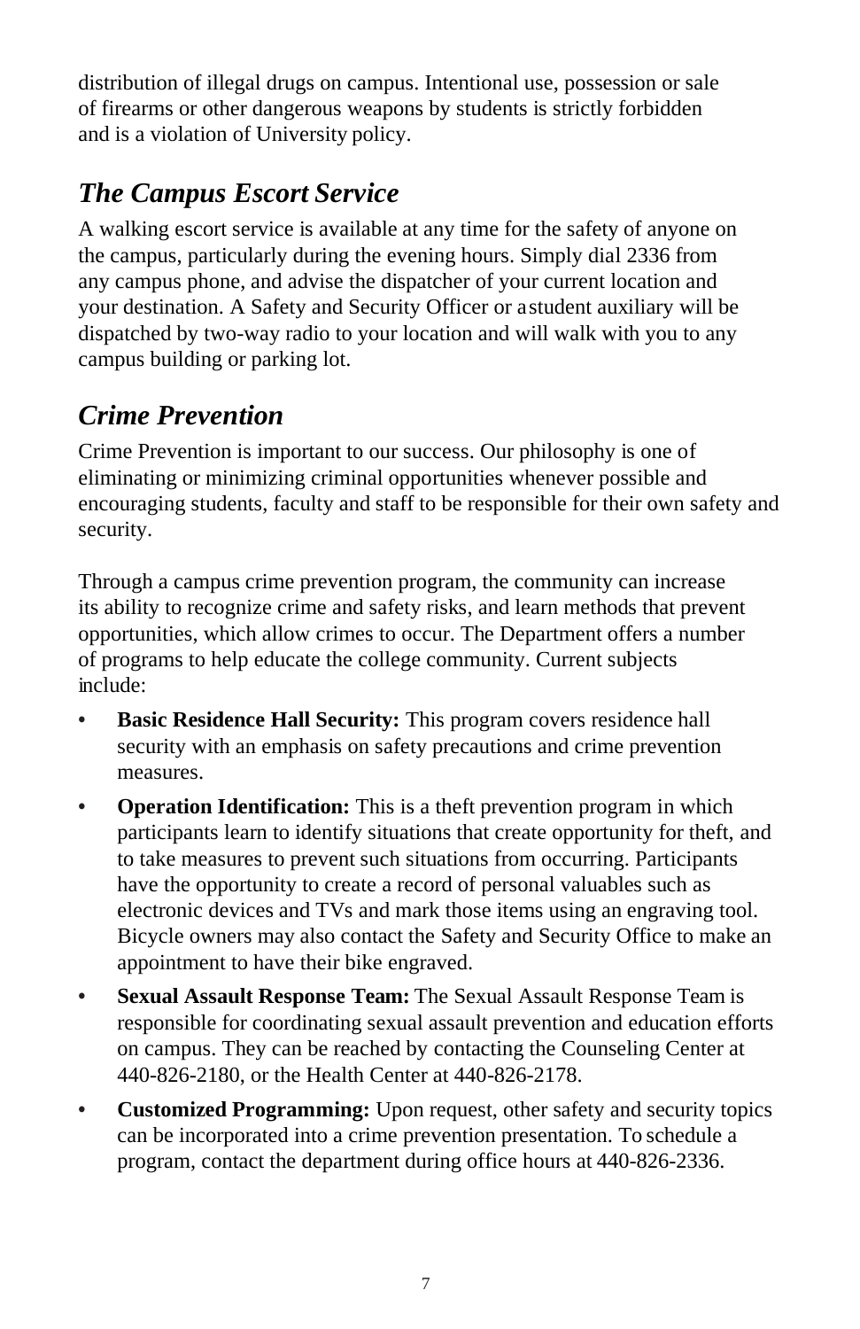distribution of illegal drugs on campus. Intentional use, possession or sale of firearms or other dangerous weapons by students is strictly forbidden and is a violation of University policy.

## *The Campus Escort Service*

A walking escort service is available at any time for the safety of anyone on the campus, particularly during the evening hours. Simply dial 2336 from any campus phone, and advise the dispatcher of your current location and your destination. A Safety and Security Officer or a student auxiliary will be dispatched by two-way radio to your location and will walk with you to any campus building or parking lot.

## *Crime Prevention*

Crime Prevention is important to our success. Our philosophy is one of eliminating or minimizing criminal opportunities whenever possible and encouraging students, faculty and staff to be responsible for their own safety and security.

Through a campus crime prevention program, the community can increase its ability to recognize crime and safety risks, and learn methods that prevent opportunities, which allow crimes to occur. The Department offers a number of programs to help educate the college community. Current subjects include:

- **Basic Residence Hall Security:** This program covers residence hall security with an emphasis on safety precautions and crime prevention measures.
- **Operation Identification:** This is a theft prevention program in which participants learn to identify situations that create opportunity for theft, and to take measures to prevent such situations from occurring. Participants have the opportunity to create a record of personal valuables such as electronic devices and TVs and mark those items using an engraving tool. Bicycle owners may also contact the Safety and Security Office to make an appointment to have their bike engraved.
- **Sexual Assault Response Team:** The Sexual Assault Response Team is responsible for coordinating sexual assault prevention and education efforts on campus. They can be reached by contacting the Counseling Center at 440-826-2180, or the Health Center at 440-826-2178.
- **Customized Programming:** Upon request, other safety and security topics can be incorporated into a crime prevention presentation. To schedule a program, contact the department during office hours at 440-826-2336.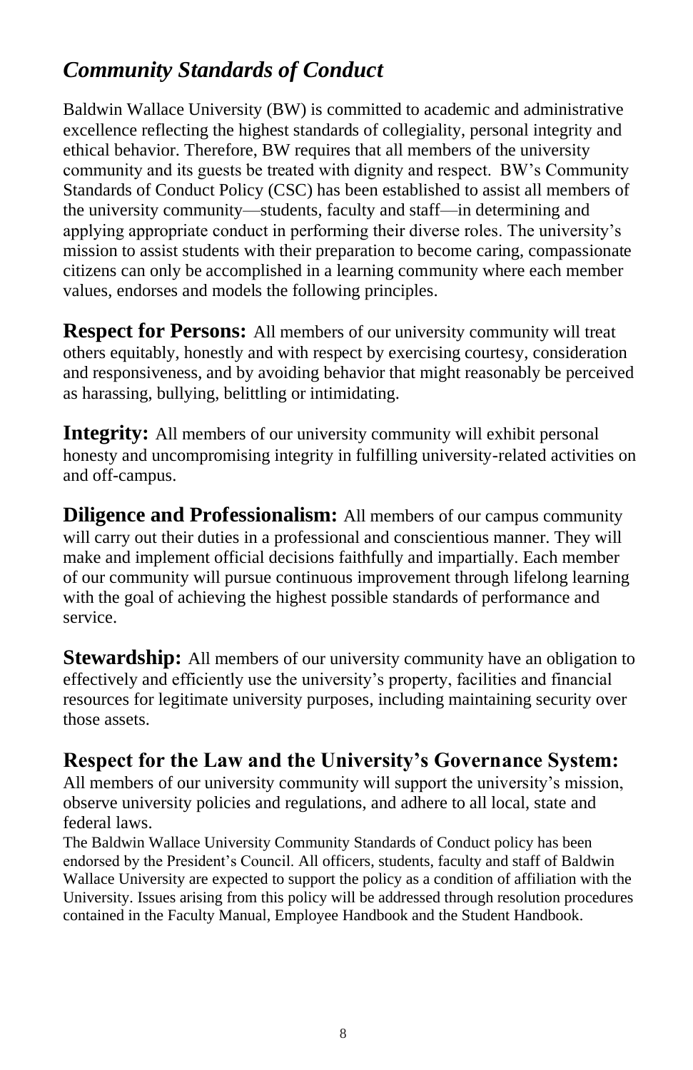## *Community Standards of Conduct*

Baldwin Wallace University (BW) is committed to academic and administrative excellence reflecting the highest standards of collegiality, personal integrity and ethical behavior. Therefore, BW requires that all members of the university community and its guests be treated with dignity and respect. BW's Community Standards of Conduct Policy (CSC) has been established to assist all members of the university community—students, faculty and staff—in determining and applying appropriate conduct in performing their diverse roles. The university's mission to assist students with their preparation to become caring, compassionate citizens can only be accomplished in a learning community where each member values, endorses and models the following principles.

**Respect for Persons:** All members of our university community will treat others equitably, honestly and with respect by exercising courtesy, consideration and responsiveness, and by avoiding behavior that might reasonably be perceived as harassing, bullying, belittling or intimidating.

**Integrity:** All members of our university community will exhibit personal honesty and uncompromising integrity in fulfilling university-related activities on and off-campus.

**Diligence and Professionalism:** All members of our campus community will carry out their duties in a professional and conscientious manner. They will make and implement official decisions faithfully and impartially. Each member of our community will pursue continuous improvement through lifelong learning with the goal of achieving the highest possible standards of performance and service.

**Stewardship:** All members of our university community have an obligation to effectively and efficiently use the university's property, facilities and financial resources for legitimate university purposes, including maintaining security over those assets.

**Respect for the Law and the University's Governance System:**
All members of our university community will support the university's mission, observe university policies and regulations, and adhere to all local, state and federal laws.

The Baldwin Wallace University Community Standards of Conduct policy has been endorsed by the President's Council. All officers, students, faculty and staff of Baldwin Wallace University are expected to support the policy as a condition of affiliation with the University. Issues arising from this policy will be addressed through resolution procedures contained in the Faculty Manual, Employee Handbook and the Student Handbook.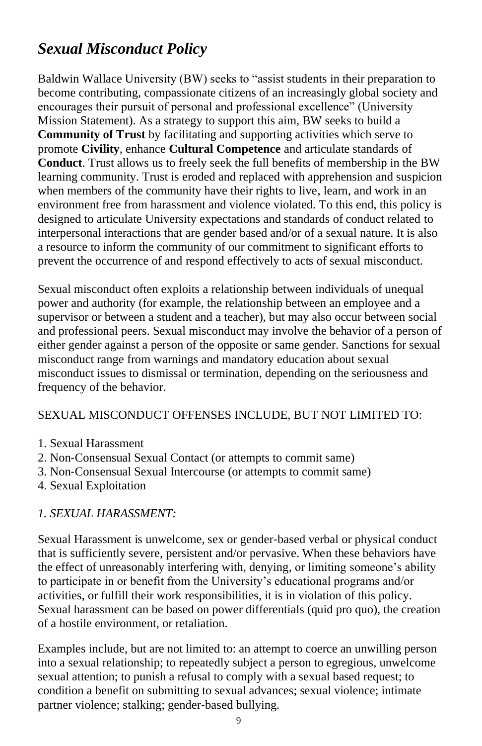# *Sexual Misconduct Policy*

Baldwin Wallace University (BW) seeks to "assist students in their preparation to become contributing, compassionate citizens of an increasingly global society and encourages their pursuit of personal and professional excellence" (University Mission Statement). As a strategy to support this aim, BW seeks to build a **Community of Trust** by facilitating and supporting activities which serve to promote **Civility**, enhance **Cultural Competence** and articulate standards of **Conduct**. Trust allows us to freely seek the full benefits of membership in the BW learning community. Trust is eroded and replaced with apprehension and suspicion when members of the community have their rights to live, learn, and work in an environment free from harassment and violence violated. To this end, this policy is designed to articulate University expectations and standards of conduct related to interpersonal interactions that are gender based and/or of a sexual nature. It is also a resource to inform the community of our commitment to significant efforts to prevent the occurrence of and respond effectively to acts of sexual misconduct.

Sexual misconduct often exploits a relationship between individuals of unequal power and authority (for example, the relationship between an employee and a supervisor or between a student and a teacher), but may also occur between social and professional peers. Sexual misconduct may involve the behavior of a person of either gender against a person of the opposite or same gender. Sanctions for sexual misconduct range from warnings and mandatory education about sexual misconduct issues to dismissal or termination, depending on the seriousness and frequency of the behavior.

SEXUAL MISCONDUCT OFFENSES INCLUDE, BUT NOT LIMITED TO:

1. Sexual Harassment
2. Non-Consensual Sexual Contact (or attempts to commit same)
3. Non-Consensual Sexual Intercourse (or attempts to commit same)
4. Sexual Exploitation

*1. SEXUAL HARASSMENT:*

Sexual Harassment is unwelcome, sex or gender-based verbal or physical conduct that is sufficiently severe, persistent and/or pervasive. When these behaviors have the effect of unreasonably interfering with, denying, or limiting someone's ability to participate in or benefit from the University's educational programs and/or activities, or fulfill their work responsibilities, it is in violation of this policy. Sexual harassment can be based on power differentials (quid pro quo), the creation of a hostile environment, or retaliation.

Examples include, but are not limited to: an attempt to coerce an unwilling person into a sexual relationship; to repeatedly subject a person to egregious, unwelcome sexual attention; to punish a refusal to comply with a sexual based request; to condition a benefit on submitting to sexual advances; sexual violence; intimate partner violence; stalking; gender-based bullying.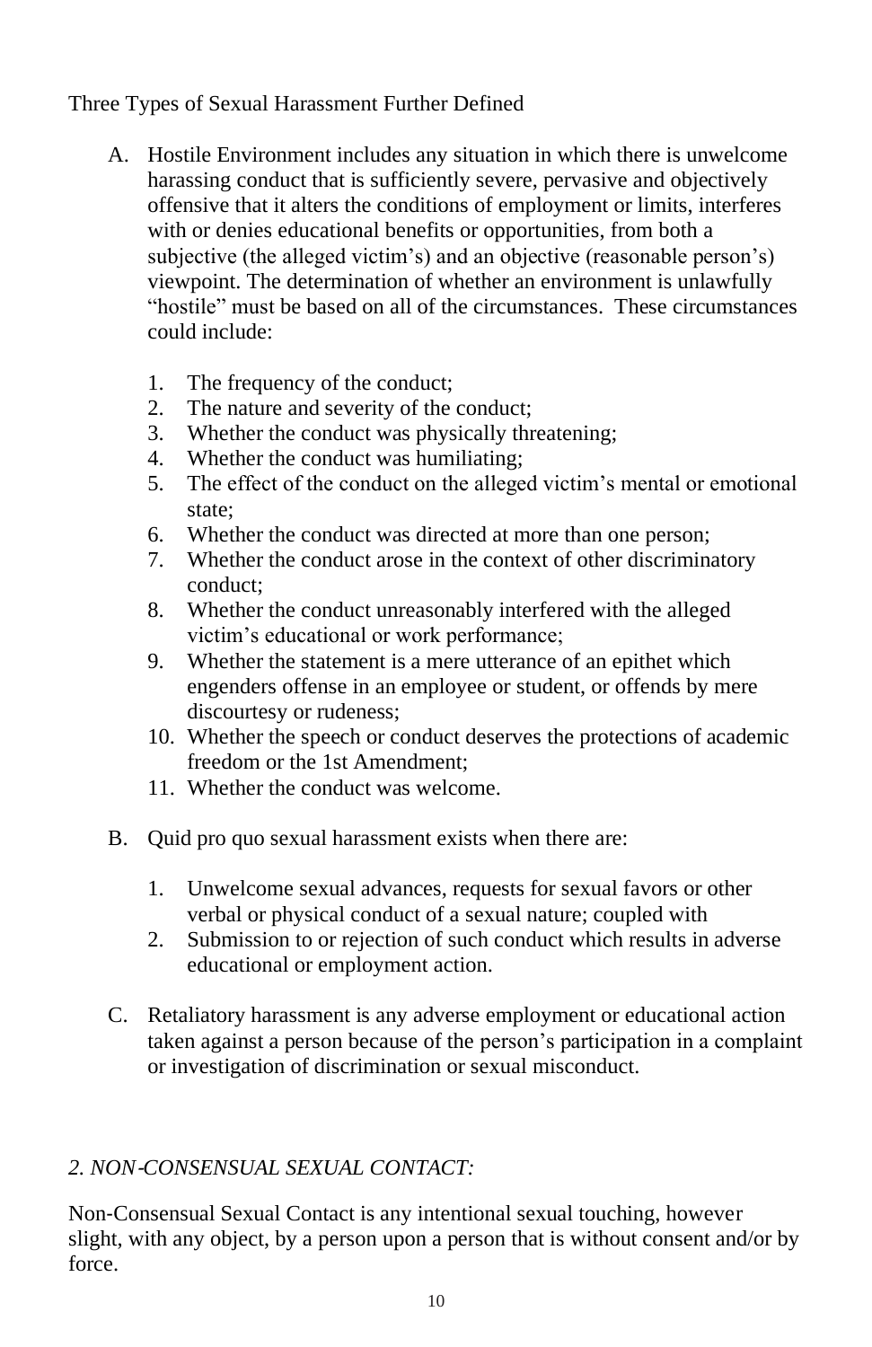Three Types of Sexual Harassment Further Defined

A. Hostile Environment includes any situation in which there is unwelcome harassing conduct that is sufficiently severe, pervasive and objectively offensive that it alters the conditions of employment or limits, interferes with or denies educational benefits or opportunities, from both a subjective (the alleged victim's) and an objective (reasonable person's) viewpoint. The determination of whether an environment is unlawfully "hostile" must be based on all of the circumstances. These circumstances could include:

   1. The frequency of the conduct;
   2. The nature and severity of the conduct;
   3. Whether the conduct was physically threatening;
   4. Whether the conduct was humiliating;
   5. The effect of the conduct on the alleged victim's mental or emotional state;
   6. Whether the conduct was directed at more than one person;
   7. Whether the conduct arose in the context of other discriminatory conduct;
   8. Whether the conduct unreasonably interfered with the alleged victim's educational or work performance;
   9. Whether the statement is a mere utterance of an epithet which engenders offense in an employee or student, or offends by mere discourtesy or rudeness;
   10. Whether the speech or conduct deserves the protections of academic freedom or the 1st Amendment;
   11. Whether the conduct was welcome.

B. Quid pro quo sexual harassment exists when there are:

   1. Unwelcome sexual advances, requests for sexual favors or other verbal or physical conduct of a sexual nature; coupled with
   2. Submission to or rejection of such conduct which results in adverse educational or employment action.

C. Retaliatory harassment is any adverse employment or educational action taken against a person because of the person's participation in a complaint or investigation of discrimination or sexual misconduct.

*2. NON-CONSENSUAL SEXUAL CONTACT:*

Non-Consensual Sexual Contact is any intentional sexual touching, however slight, with any object, by a person upon a person that is without consent and/or by force.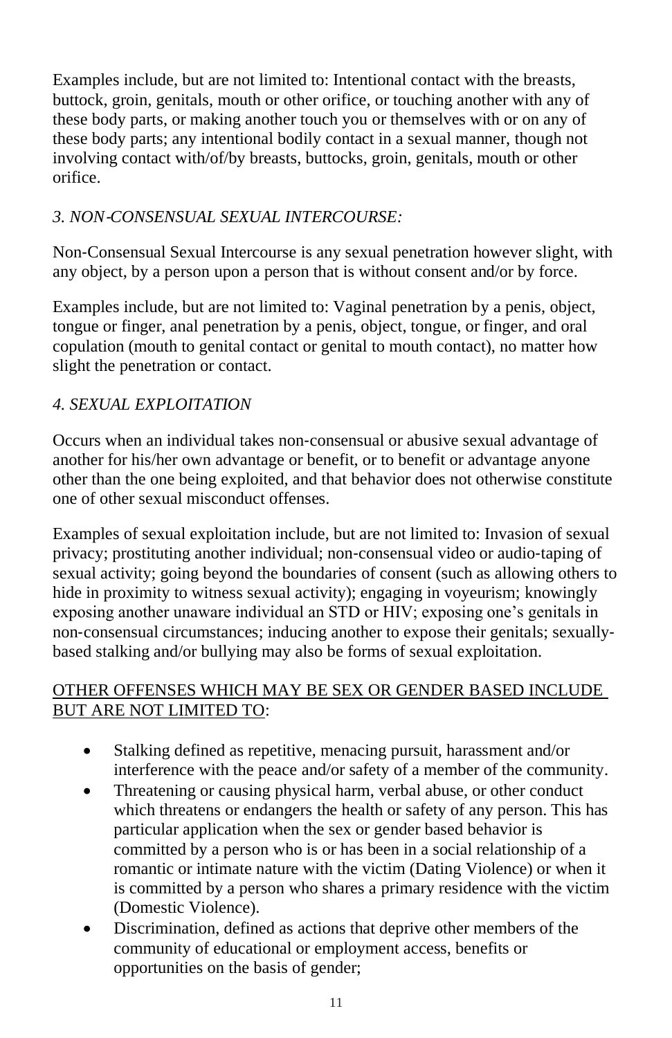Examples include, but are not limited to: Intentional contact with the breasts, buttock, groin, genitals, mouth or other orifice, or touching another with any of these body parts, or making another touch you or themselves with or on any of these body parts; any intentional bodily contact in a sexual manner, though not involving contact with/of/by breasts, buttocks, groin, genitals, mouth or other orifice.

*3. NON-CONSENSUAL SEXUAL INTERCOURSE:*

Non-Consensual Sexual Intercourse is any sexual penetration however slight, with any object, by a person upon a person that is without consent and/or by force.

Examples include, but are not limited to: Vaginal penetration by a penis, object, tongue or finger, anal penetration by a penis, object, tongue, or finger, and oral copulation (mouth to genital contact or genital to mouth contact), no matter how slight the penetration or contact.

*4. SEXUAL EXPLOITATION*

Occurs when an individual takes non-consensual or abusive sexual advantage of another for his/her own advantage or benefit, or to benefit or advantage anyone other than the one being exploited, and that behavior does not otherwise constitute one of other sexual misconduct offenses.

Examples of sexual exploitation include, but are not limited to: Invasion of sexual privacy; prostituting another individual; non-consensual video or audio-taping of sexual activity; going beyond the boundaries of consent (such as allowing others to hide in proximity to witness sexual activity); engaging in voyeurism; knowingly exposing another unaware individual an STD or HIV; exposing one's genitals in non-consensual circumstances; inducing another to expose their genitals; sexually-based stalking and/or bullying may also be forms of sexual exploitation.

<u>OTHER OFFENSES WHICH MAY BE SEX OR GENDER BASED INCLUDE BUT ARE NOT LIMITED TO</u>:

- Stalking defined as repetitive, menacing pursuit, harassment and/or interference with the peace and/or safety of a member of the community.
- Threatening or causing physical harm, verbal abuse, or other conduct which threatens or endangers the health or safety of any person. This has particular application when the sex or gender based behavior is committed by a person who is or has been in a social relationship of a romantic or intimate nature with the victim (Dating Violence) or when it is committed by a person who shares a primary residence with the victim (Domestic Violence).
- Discrimination, defined as actions that deprive other members of the community of educational or employment access, benefits or opportunities on the basis of gender;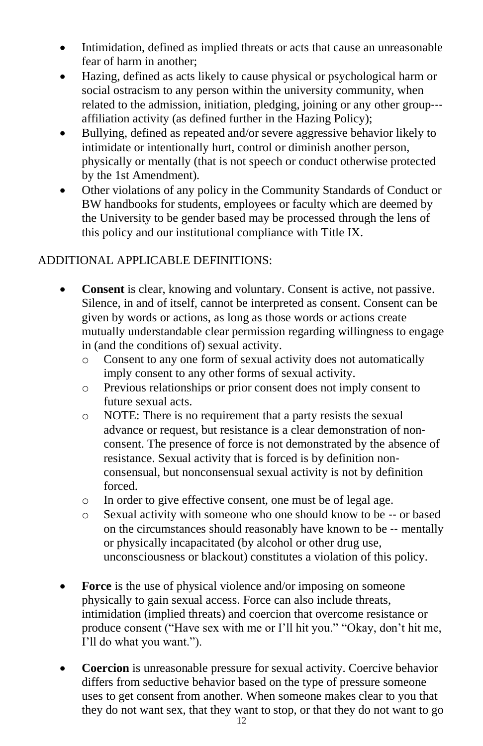- Intimidation, defined as implied threats or acts that cause an unreasonable fear of harm in another;
- Hazing, defined as acts likely to cause physical or psychological harm or social ostracism to any person within the university community, when related to the admission, initiation, pledging, joining or any other group---affiliation activity (as defined further in the Hazing Policy);
- Bullying, defined as repeated and/or severe aggressive behavior likely to intimidate or intentionally hurt, control or diminish another person, physically or mentally (that is not speech or conduct otherwise protected by the 1st Amendment).
- Other violations of any policy in the Community Standards of Conduct or BW handbooks for students, employees or faculty which are deemed by the University to be gender based may be processed through the lens of this policy and our institutional compliance with Title IX.

ADDITIONAL APPLICABLE DEFINITIONS:

- **Consent** is clear, knowing and voluntary. Consent is active, not passive. Silence, in and of itself, cannot be interpreted as consent. Consent can be given by words or actions, as long as those words or actions create mutually understandable clear permission regarding willingness to engage in (and the conditions of) sexual activity.
  - Consent to any one form of sexual activity does not automatically imply consent to any other forms of sexual activity.
  - Previous relationships or prior consent does not imply consent to future sexual acts.
  - NOTE: There is no requirement that a party resists the sexual advance or request, but resistance is a clear demonstration of non-consent. The presence of force is not demonstrated by the absence of resistance. Sexual activity that is forced is by definition non-consensual, but nonconsensual sexual activity is not by definition forced.
  - In order to give effective consent, one must be of legal age.
  - Sexual activity with someone who one should know to be -- or based on the circumstances should reasonably have known to be -- mentally or physically incapacitated (by alcohol or other drug use, unconsciousness or blackout) constitutes a violation of this policy.

- **Force** is the use of physical violence and/or imposing on someone physically to gain sexual access. Force can also include threats, intimidation (implied threats) and coercion that overcome resistance or produce consent ("Have sex with me or I'll hit you." "Okay, don't hit me, I'll do what you want.").

- **Coercion** is unreasonable pressure for sexual activity. Coercive behavior differs from seductive behavior based on the type of pressure someone uses to get consent from another. When someone makes clear to you that they do not want sex, that they want to stop, or that they do not want to go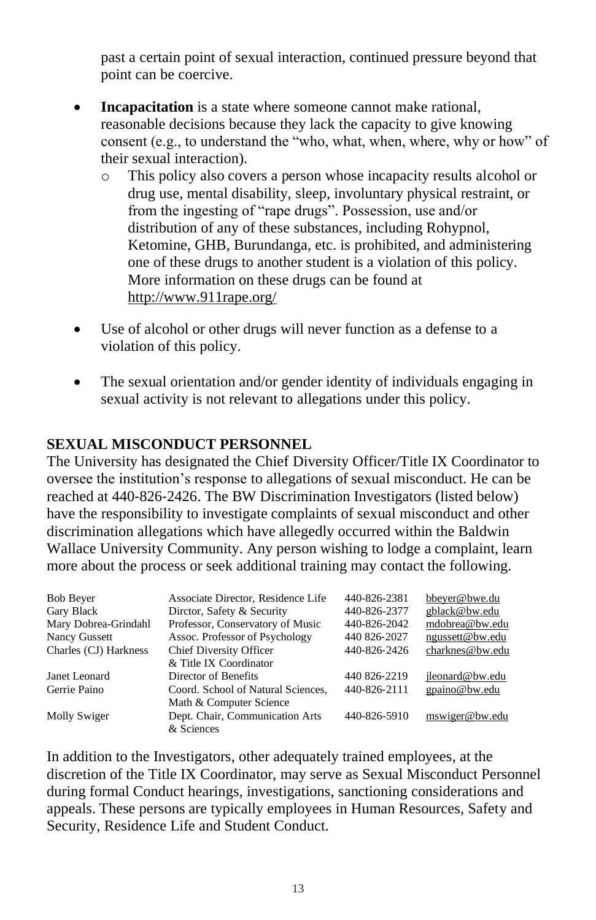past a certain point of sexual interaction, continued pressure beyond that point can be coercive.

- **Incapacitation** is a state where someone cannot make rational, reasonable decisions because they lack the capacity to give knowing consent (e.g., to understand the "who, what, when, where, why or how" of their sexual interaction).
    - This policy also covers a person whose incapacity results alcohol or drug use, mental disability, sleep, involuntary physical restraint, or from the ingesting of "rape drugs". Possession, use and/or distribution of any of these substances, including Rohypnol, Ketomine, GHB, Burundanga, etc. is prohibited, and administering one of these drugs to another student is a violation of this policy. More information on these drugs can be found at http://www.911rape.org/

- Use of alcohol or other drugs will never function as a defense to a violation of this policy.

- The sexual orientation and/or gender identity of individuals engaging in sexual activity is not relevant to allegations under this policy.

## SEXUAL MISCONDUCT PERSONNEL

The University has designated the Chief Diversity Officer/Title IX Coordinator to oversee the institution's response to allegations of sexual misconduct. He can be reached at 440-826-2426. The BW Discrimination Investigators (listed below) have the responsibility to investigate complaints of sexual misconduct and other discrimination allegations which have allegedly occurred within the Baldwin Wallace University Community. Any person wishing to lodge a complaint, learn more about the process or seek additional training may contact the following.

| | | | |
|---|---|---|---|
| Bob Beyer | Associate Director, Residence Life | 440-826-2381 | bbeyer@bwe.du |
| Gary Black | Dirctor, Safety & Security | 440-826-2377 | gblack@bw.edu |
| Mary Dobrea-Grindahl | Professor, Conservatory of Music | 440-826-2042 | mdobrea@bw.edu |
| Nancy Gussett | Assoc. Professor of Psychology | 440 826-2027 | ngussett@bw.edu |
| Charles (CJ) Harkness | Chief Diversity Officer & Title IX Coordinator | 440-826-2426 | charknes@bw.edu |
| Janet Leonard | Director of Benefits | 440 826-2219 | jleonard@bw.edu |
| Gerrie Paino | Coord. School of Natural Sciences, Math & Computer Science | 440-826-2111 | gpaino@bw.edu |
| Molly Swiger | Dept. Chair, Communication Arts & Sciences | 440-826-5910 | mswiger@bw.edu |

In addition to the Investigators, other adequately trained employees, at the discretion of the Title IX Coordinator, may serve as Sexual Misconduct Personnel during formal Conduct hearings, investigations, sanctioning considerations and appeals. These persons are typically employees in Human Resources, Safety and Security, Residence Life and Student Conduct.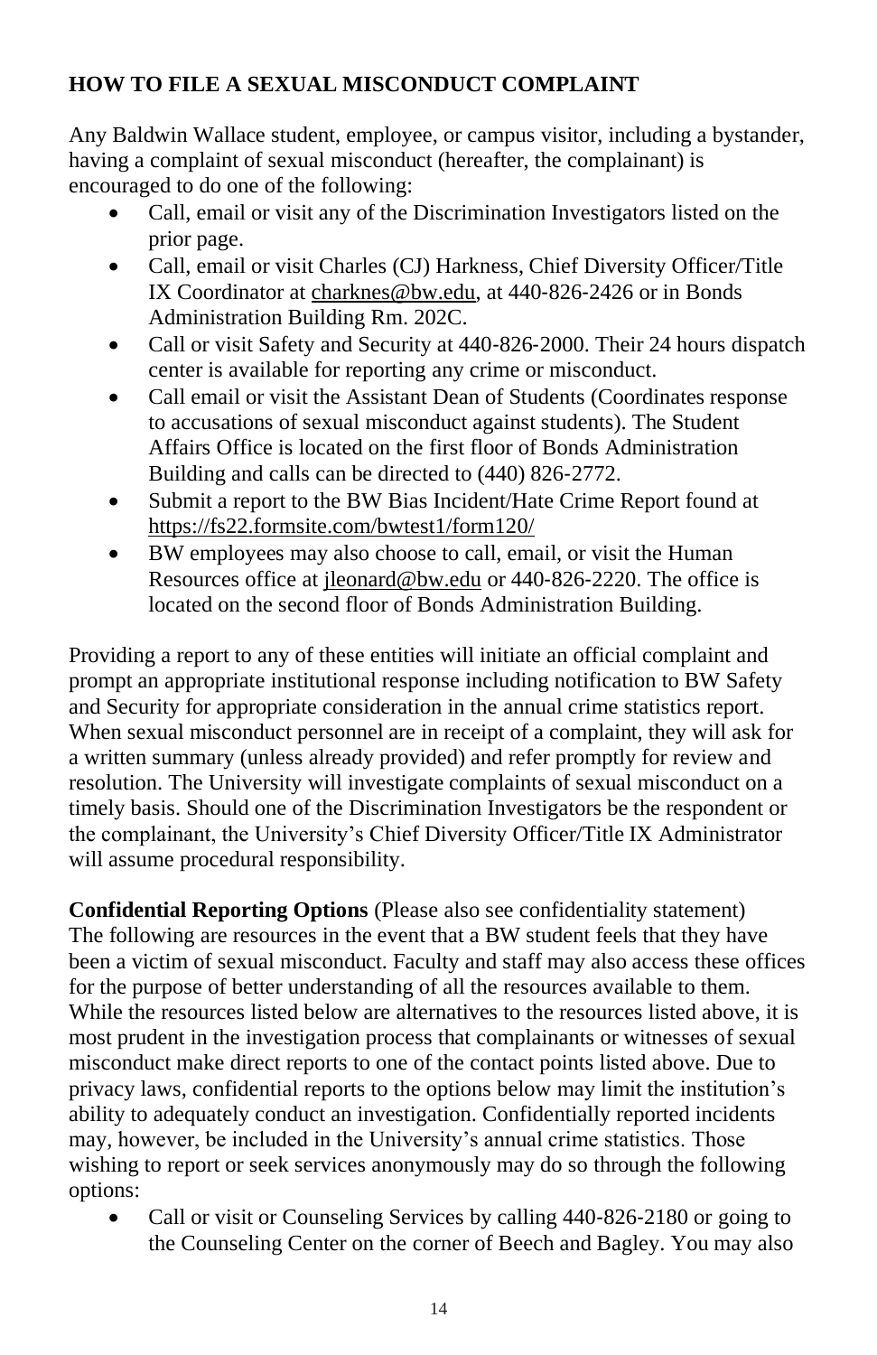## HOW TO FILE A SEXUAL MISCONDUCT COMPLAINT

Any Baldwin Wallace student, employee, or campus visitor, including a bystander, having a complaint of sexual misconduct (hereafter, the complainant) is encouraged to do one of the following:

- Call, email or visit any of the Discrimination Investigators listed on the prior page.
- Call, email or visit Charles (CJ) Harkness, Chief Diversity Officer/Title IX Coordinator at charknes@bw.edu, at 440-826-2426 or in Bonds Administration Building Rm. 202C.
- Call or visit Safety and Security at 440-826-2000. Their 24 hours dispatch center is available for reporting any crime or misconduct.
- Call email or visit the Assistant Dean of Students (Coordinates response to accusations of sexual misconduct against students). The Student Affairs Office is located on the first floor of Bonds Administration Building and calls can be directed to (440) 826-2772.
- Submit a report to the BW Bias Incident/Hate Crime Report found at https://fs22.formsite.com/bwtest1/form120/
- BW employees may also choose to call, email, or visit the Human Resources office at jleonard@bw.edu or 440-826-2220. The office is located on the second floor of Bonds Administration Building.

Providing a report to any of these entities will initiate an official complaint and prompt an appropriate institutional response including notification to BW Safety and Security for appropriate consideration in the annual crime statistics report. When sexual misconduct personnel are in receipt of a complaint, they will ask for a written summary (unless already provided) and refer promptly for review and resolution. The University will investigate complaints of sexual misconduct on a timely basis. Should one of the Discrimination Investigators be the respondent or the complainant, the University's Chief Diversity Officer/Title IX Administrator will assume procedural responsibility.

**Confidential Reporting Options** (Please also see confidentiality statement)
The following are resources in the event that a BW student feels that they have been a victim of sexual misconduct. Faculty and staff may also access these offices for the purpose of better understanding of all the resources available to them. While the resources listed below are alternatives to the resources listed above, it is most prudent in the investigation process that complainants or witnesses of sexual misconduct make direct reports to one of the contact points listed above. Due to privacy laws, confidential reports to the options below may limit the institution's ability to adequately conduct an investigation. Confidentially reported incidents may, however, be included in the University's annual crime statistics. Those wishing to report or seek services anonymously may do so through the following options:

- Call or visit or Counseling Services by calling 440-826-2180 or going to the Counseling Center on the corner of Beech and Bagley. You may also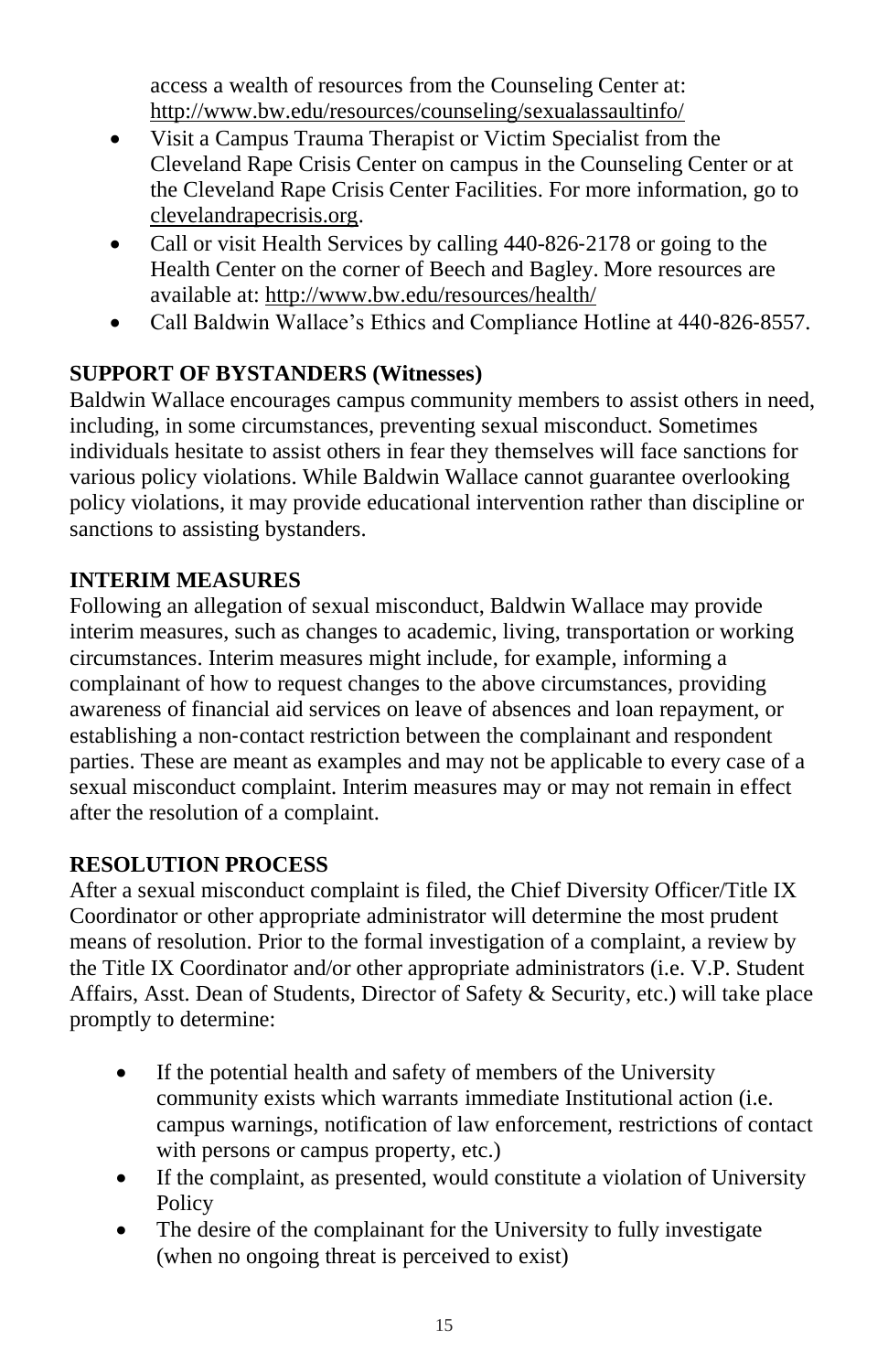access a wealth of resources from the Counseling Center at: http://www.bw.edu/resources/counseling/sexualassaultinfo/

- Visit a Campus Trauma Therapist or Victim Specialist from the Cleveland Rape Crisis Center on campus in the Counseling Center or at the Cleveland Rape Crisis Center Facilities. For more information, go to clevelandrapecrisis.org.
- Call or visit Health Services by calling 440-826-2178 or going to the Health Center on the corner of Beech and Bagley. More resources are available at: http://www.bw.edu/resources/health/
- Call Baldwin Wallace's Ethics and Compliance Hotline at 440-826-8557.

**SUPPORT OF BYSTANDERS (Witnesses)**

Baldwin Wallace encourages campus community members to assist others in need, including, in some circumstances, preventing sexual misconduct. Sometimes individuals hesitate to assist others in fear they themselves will face sanctions for various policy violations. While Baldwin Wallace cannot guarantee overlooking policy violations, it may provide educational intervention rather than discipline or sanctions to assisting bystanders.

**INTERIM MEASURES**

Following an allegation of sexual misconduct, Baldwin Wallace may provide interim measures, such as changes to academic, living, transportation or working circumstances. Interim measures might include, for example, informing a complainant of how to request changes to the above circumstances, providing awareness of financial aid services on leave of absences and loan repayment, or establishing a non-contact restriction between the complainant and respondent parties. These are meant as examples and may not be applicable to every case of a sexual misconduct complaint. Interim measures may or may not remain in effect after the resolution of a complaint.

**RESOLUTION PROCESS**

After a sexual misconduct complaint is filed, the Chief Diversity Officer/Title IX Coordinator or other appropriate administrator will determine the most prudent means of resolution. Prior to the formal investigation of a complaint, a review by the Title IX Coordinator and/or other appropriate administrators (i.e. V.P. Student Affairs, Asst. Dean of Students, Director of Safety & Security, etc.) will take place promptly to determine:

- If the potential health and safety of members of the University community exists which warrants immediate Institutional action (i.e. campus warnings, notification of law enforcement, restrictions of contact with persons or campus property, etc.)
- If the complaint, as presented, would constitute a violation of University Policy
- The desire of the complainant for the University to fully investigate (when no ongoing threat is perceived to exist)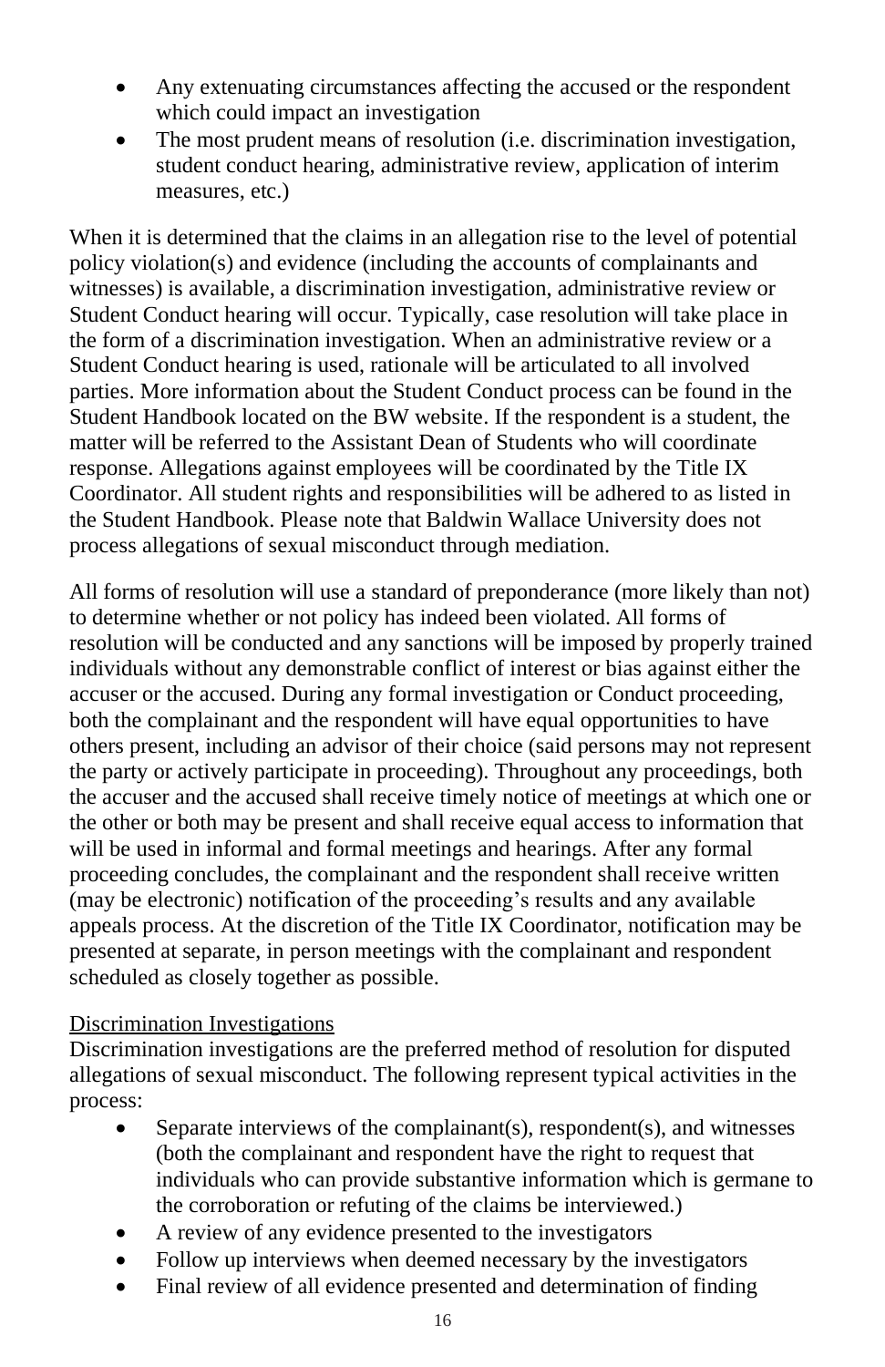- Any extenuating circumstances affecting the accused or the respondent which could impact an investigation
- The most prudent means of resolution (i.e. discrimination investigation, student conduct hearing, administrative review, application of interim measures, etc.)

When it is determined that the claims in an allegation rise to the level of potential policy violation(s) and evidence (including the accounts of complainants and witnesses) is available, a discrimination investigation, administrative review or Student Conduct hearing will occur. Typically, case resolution will take place in the form of a discrimination investigation. When an administrative review or a Student Conduct hearing is used, rationale will be articulated to all involved parties. More information about the Student Conduct process can be found in the Student Handbook located on the BW website. If the respondent is a student, the matter will be referred to the Assistant Dean of Students who will coordinate response. Allegations against employees will be coordinated by the Title IX Coordinator. All student rights and responsibilities will be adhered to as listed in the Student Handbook. Please note that Baldwin Wallace University does not process allegations of sexual misconduct through mediation.

All forms of resolution will use a standard of preponderance (more likely than not) to determine whether or not policy has indeed been violated. All forms of resolution will be conducted and any sanctions will be imposed by properly trained individuals without any demonstrable conflict of interest or bias against either the accuser or the accused. During any formal investigation or Conduct proceeding, both the complainant and the respondent will have equal opportunities to have others present, including an advisor of their choice (said persons may not represent the party or actively participate in proceeding). Throughout any proceedings, both the accuser and the accused shall receive timely notice of meetings at which one or the other or both may be present and shall receive equal access to information that will be used in informal and formal meetings and hearings. After any formal proceeding concludes, the complainant and the respondent shall receive written (may be electronic) notification of the proceeding's results and any available appeals process. At the discretion of the Title IX Coordinator, notification may be presented at separate, in person meetings with the complainant and respondent scheduled as closely together as possible.

<u>Discrimination Investigations</u>

Discrimination investigations are the preferred method of resolution for disputed allegations of sexual misconduct. The following represent typical activities in the process:

- Separate interviews of the complainant(s), respondent(s), and witnesses (both the complainant and respondent have the right to request that individuals who can provide substantive information which is germane to the corroboration or refuting of the claims be interviewed.)
- A review of any evidence presented to the investigators
- Follow up interviews when deemed necessary by the investigators
- Final review of all evidence presented and determination of finding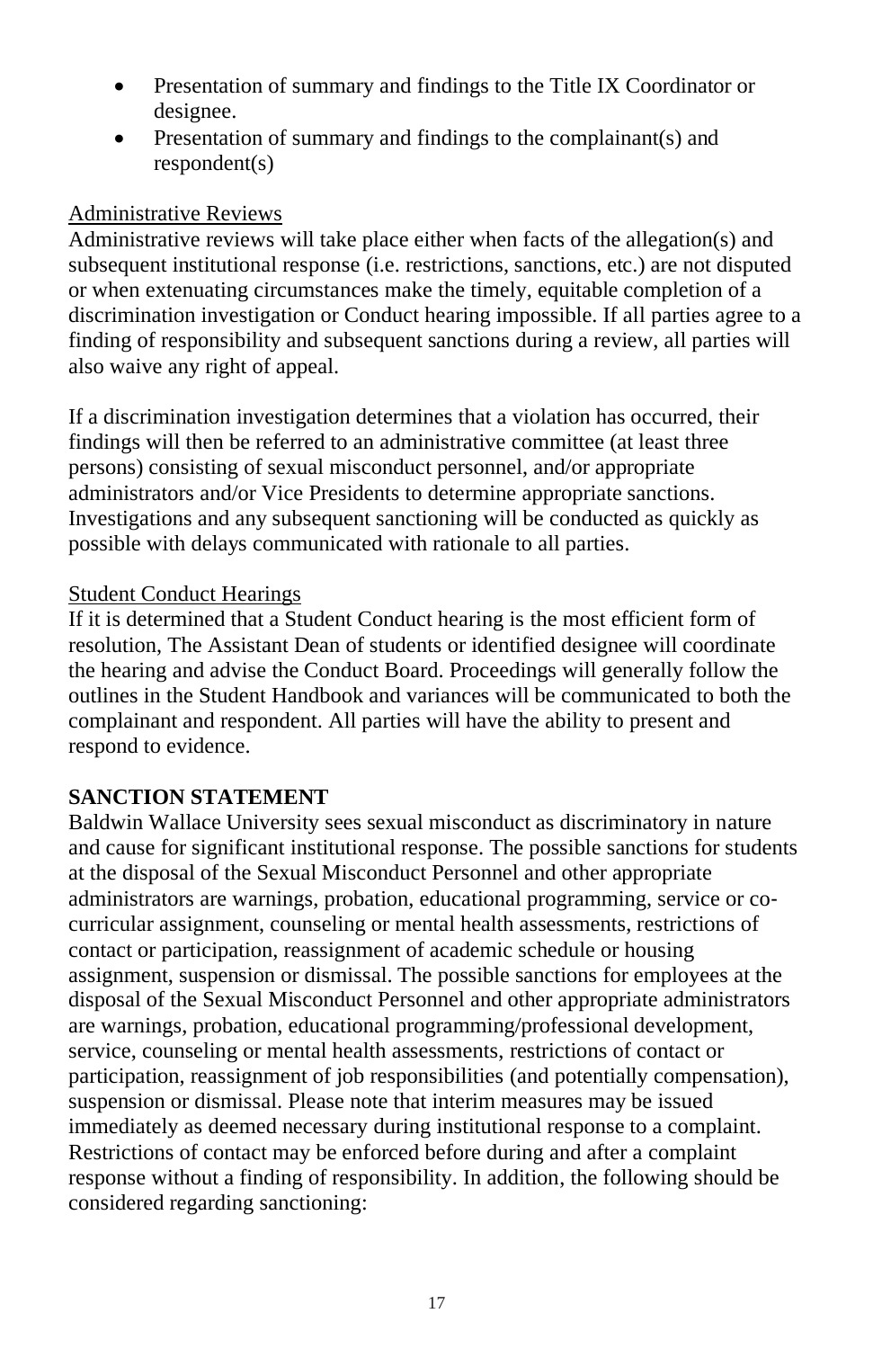- Presentation of summary and findings to the Title IX Coordinator or designee.
- Presentation of summary and findings to the complainant(s) and respondent(s)

Administrative Reviews

Administrative reviews will take place either when facts of the allegation(s) and subsequent institutional response (i.e. restrictions, sanctions, etc.) are not disputed or when extenuating circumstances make the timely, equitable completion of a discrimination investigation or Conduct hearing impossible. If all parties agree to a finding of responsibility and subsequent sanctions during a review, all parties will also waive any right of appeal.

If a discrimination investigation determines that a violation has occurred, their findings will then be referred to an administrative committee (at least three persons) consisting of sexual misconduct personnel, and/or appropriate administrators and/or Vice Presidents to determine appropriate sanctions. Investigations and any subsequent sanctioning will be conducted as quickly as possible with delays communicated with rationale to all parties.

Student Conduct Hearings

If it is determined that a Student Conduct hearing is the most efficient form of resolution, The Assistant Dean of students or identified designee will coordinate the hearing and advise the Conduct Board. Proceedings will generally follow the outlines in the Student Handbook and variances will be communicated to both the complainant and respondent. All parties will have the ability to present and respond to evidence.

**SANCTION STATEMENT**

Baldwin Wallace University sees sexual misconduct as discriminatory in nature and cause for significant institutional response. The possible sanctions for students at the disposal of the Sexual Misconduct Personnel and other appropriate administrators are warnings, probation, educational programming, service or co-curricular assignment, counseling or mental health assessments, restrictions of contact or participation, reassignment of academic schedule or housing assignment, suspension or dismissal. The possible sanctions for employees at the disposal of the Sexual Misconduct Personnel and other appropriate administrators are warnings, probation, educational programming/professional development, service, counseling or mental health assessments, restrictions of contact or participation, reassignment of job responsibilities (and potentially compensation), suspension or dismissal. Please note that interim measures may be issued immediately as deemed necessary during institutional response to a complaint. Restrictions of contact may be enforced before during and after a complaint response without a finding of responsibility. In addition, the following should be considered regarding sanctioning: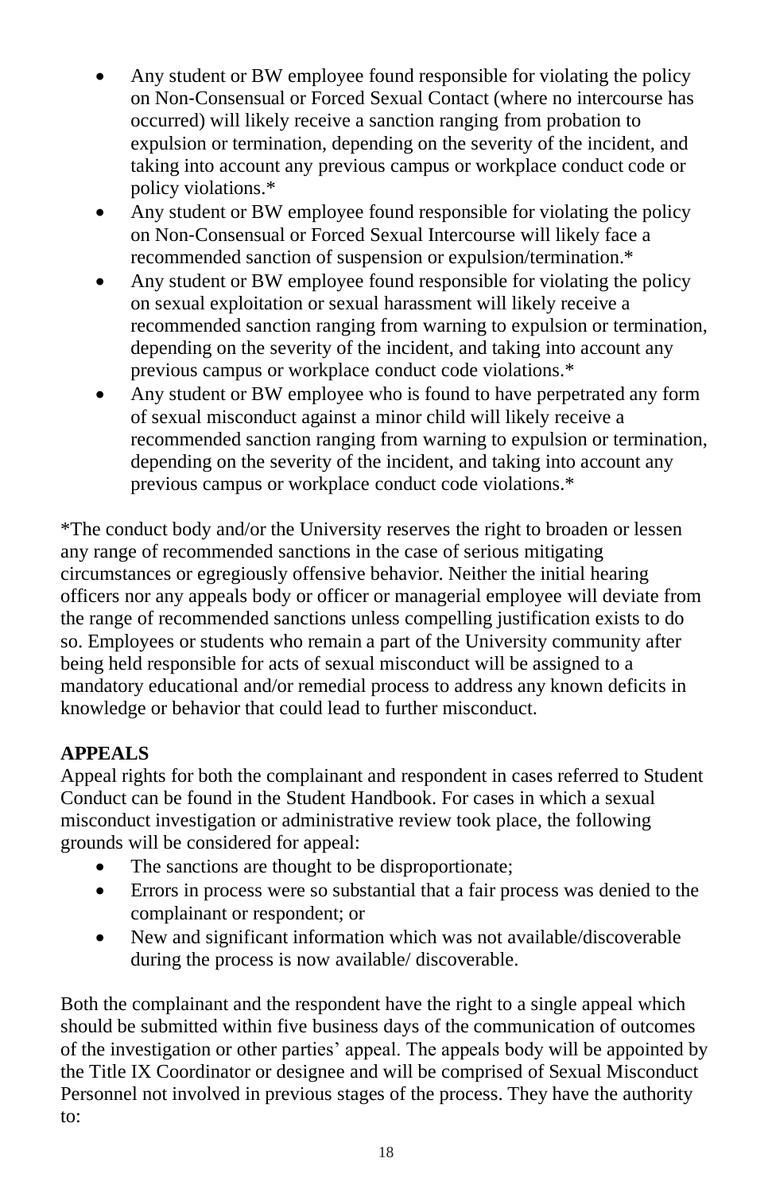- Any student or BW employee found responsible for violating the policy on Non-Consensual or Forced Sexual Contact (where no intercourse has occurred) will likely receive a sanction ranging from probation to expulsion or termination, depending on the severity of the incident, and taking into account any previous campus or workplace conduct code or policy violations.*
- Any student or BW employee found responsible for violating the policy on Non-Consensual or Forced Sexual Intercourse will likely face a recommended sanction of suspension or expulsion/termination.*
- Any student or BW employee found responsible for violating the policy on sexual exploitation or sexual harassment will likely receive a recommended sanction ranging from warning to expulsion or termination, depending on the severity of the incident, and taking into account any previous campus or workplace conduct code violations.*
- Any student or BW employee who is found to have perpetrated any form of sexual misconduct against a minor child will likely receive a recommended sanction ranging from warning to expulsion or termination, depending on the severity of the incident, and taking into account any previous campus or workplace conduct code violations.*

*The conduct body and/or the University reserves the right to broaden or lessen any range of recommended sanctions in the case of serious mitigating circumstances or egregiously offensive behavior. Neither the initial hearing officers nor any appeals body or officer or managerial employee will deviate from the range of recommended sanctions unless compelling justification exists to do so. Employees or students who remain a part of the University community after being held responsible for acts of sexual misconduct will be assigned to a mandatory educational and/or remedial process to address any known deficits in knowledge or behavior that could lead to further misconduct.

**APPEALS**

Appeal rights for both the complainant and respondent in cases referred to Student Conduct can be found in the Student Handbook. For cases in which a sexual misconduct investigation or administrative review took place, the following grounds will be considered for appeal:

- The sanctions are thought to be disproportionate;
- Errors in process were so substantial that a fair process was denied to the complainant or respondent; or
- New and significant information which was not available/discoverable during the process is now available/ discoverable.

Both the complainant and the respondent have the right to a single appeal which should be submitted within five business days of the communication of outcomes of the investigation or other parties' appeal. The appeals body will be appointed by the Title IX Coordinator or designee and will be comprised of Sexual Misconduct Personnel not involved in previous stages of the process. They have the authority to: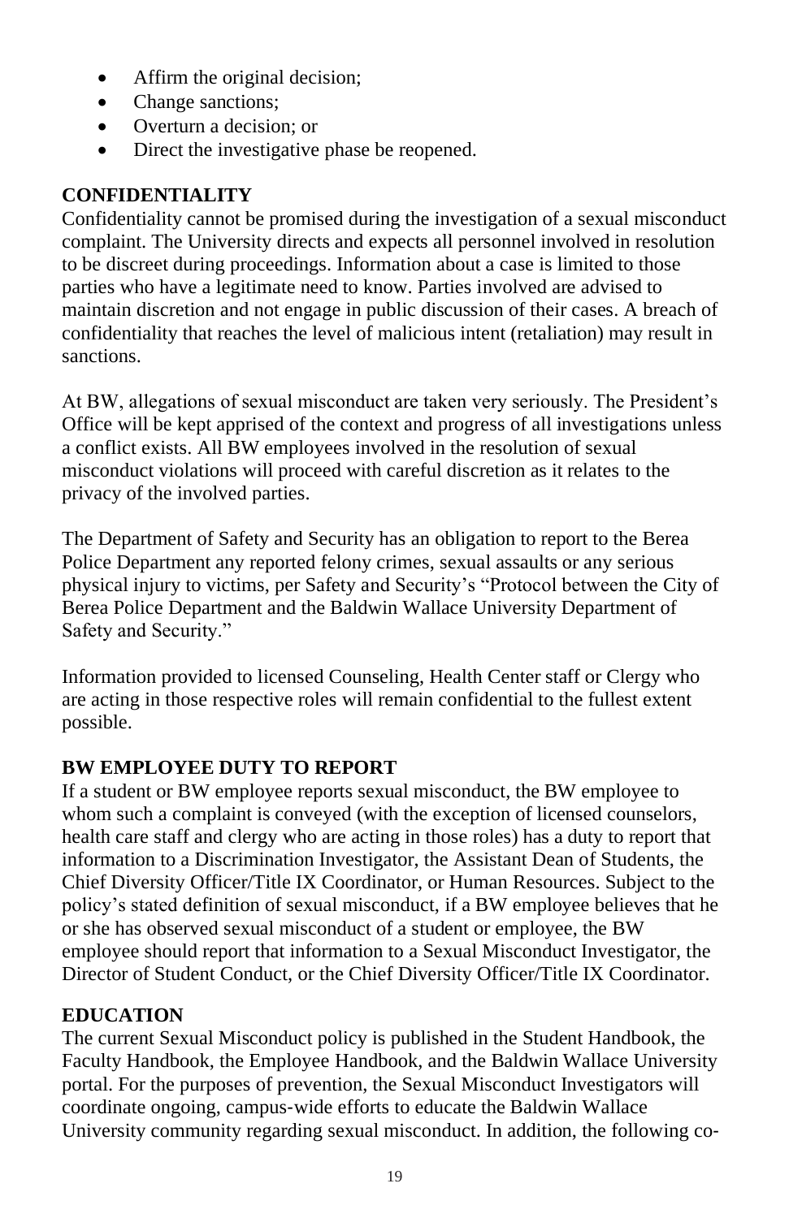- Affirm the original decision;
- Change sanctions;
- Overturn a decision; or
- Direct the investigative phase be reopened.

**CONFIDENTIALITY**

Confidentiality cannot be promised during the investigation of a sexual misconduct complaint. The University directs and expects all personnel involved in resolution to be discreet during proceedings. Information about a case is limited to those parties who have a legitimate need to know. Parties involved are advised to maintain discretion and not engage in public discussion of their cases. A breach of confidentiality that reaches the level of malicious intent (retaliation) may result in sanctions.

At BW, allegations of sexual misconduct are taken very seriously. The President's Office will be kept apprised of the context and progress of all investigations unless a conflict exists. All BW employees involved in the resolution of sexual misconduct violations will proceed with careful discretion as it relates to the privacy of the involved parties.

The Department of Safety and Security has an obligation to report to the Berea Police Department any reported felony crimes, sexual assaults or any serious physical injury to victims, per Safety and Security's "Protocol between the City of Berea Police Department and the Baldwin Wallace University Department of Safety and Security."

Information provided to licensed Counseling, Health Center staff or Clergy who are acting in those respective roles will remain confidential to the fullest extent possible.

**BW EMPLOYEE DUTY TO REPORT**

If a student or BW employee reports sexual misconduct, the BW employee to whom such a complaint is conveyed (with the exception of licensed counselors, health care staff and clergy who are acting in those roles) has a duty to report that information to a Discrimination Investigator, the Assistant Dean of Students, the Chief Diversity Officer/Title IX Coordinator, or Human Resources. Subject to the policy's stated definition of sexual misconduct, if a BW employee believes that he or she has observed sexual misconduct of a student or employee, the BW employee should report that information to a Sexual Misconduct Investigator, the Director of Student Conduct, or the Chief Diversity Officer/Title IX Coordinator.

**EDUCATION**

The current Sexual Misconduct policy is published in the Student Handbook, the Faculty Handbook, the Employee Handbook, and the Baldwin Wallace University portal. For the purposes of prevention, the Sexual Misconduct Investigators will coordinate ongoing, campus-wide efforts to educate the Baldwin Wallace University community regarding sexual misconduct. In addition, the following co-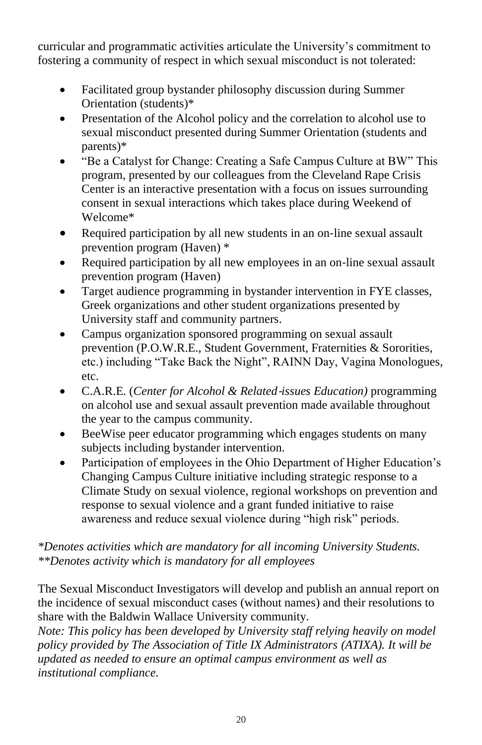curricular and programmatic activities articulate the University's commitment to fostering a community of respect in which sexual misconduct is not tolerated:

- Facilitated group bystander philosophy discussion during Summer Orientation (students)*
- Presentation of the Alcohol policy and the correlation to alcohol use to sexual misconduct presented during Summer Orientation (students and parents)*
- "Be a Catalyst for Change: Creating a Safe Campus Culture at BW" This program, presented by our colleagues from the Cleveland Rape Crisis Center is an interactive presentation with a focus on issues surrounding consent in sexual interactions which takes place during Weekend of Welcome*
- Required participation by all new students in an on-line sexual assault prevention program (Haven) *
- Required participation by all new employees in an on-line sexual assault prevention program (Haven)
- Target audience programming in bystander intervention in FYE classes, Greek organizations and other student organizations presented by University staff and community partners.
- Campus organization sponsored programming on sexual assault prevention (P.O.W.R.E., Student Government, Fraternities & Sororities, etc.) including "Take Back the Night", RAINN Day, Vagina Monologues, etc.
- C.A.R.E. (*Center for Alcohol & Related-issues Education)* programming on alcohol use and sexual assault prevention made available throughout the year to the campus community.
- BeeWise peer educator programming which engages students on many subjects including bystander intervention.
- Participation of employees in the Ohio Department of Higher Education's Changing Campus Culture initiative including strategic response to a Climate Study on sexual violence, regional workshops on prevention and response to sexual violence and a grant funded initiative to raise awareness and reduce sexual violence during "high risk" periods.

*\*Denotes activities which are mandatory for all incoming University Students.*
*\*\*Denotes activity which is mandatory for all employees*

The Sexual Misconduct Investigators will develop and publish an annual report on the incidence of sexual misconduct cases (without names) and their resolutions to share with the Baldwin Wallace University community.
*Note: This policy has been developed by University staff relying heavily on model policy provided by The Association of Title IX Administrators (ATIXA). It will be updated as needed to ensure an optimal campus environment as well as institutional compliance.*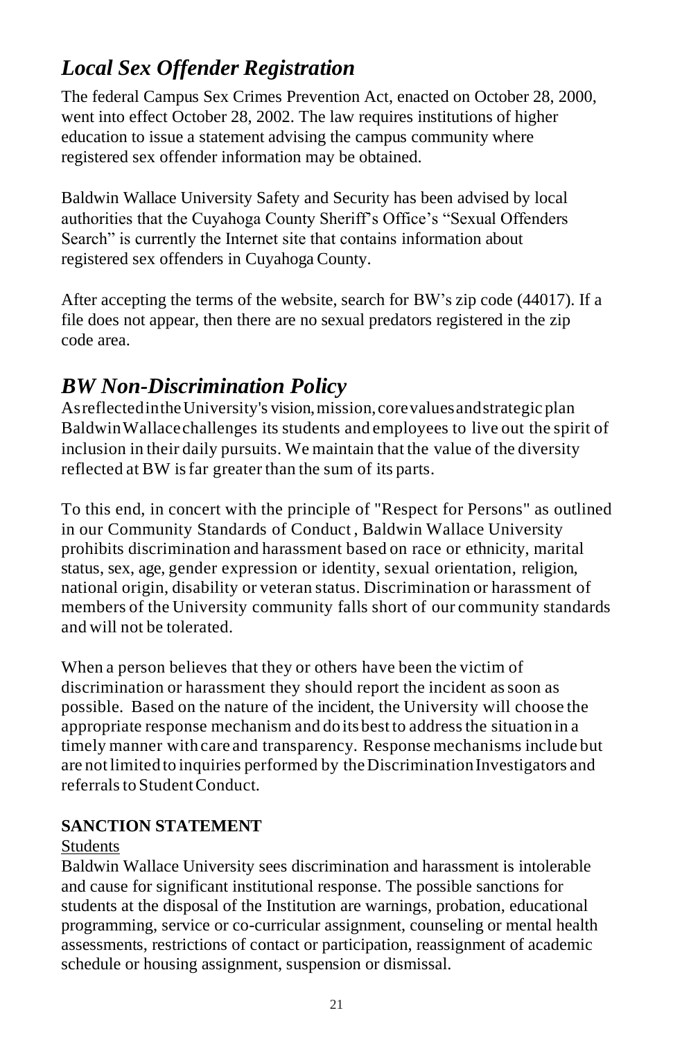## *Local Sex Offender Registration*

The federal Campus Sex Crimes Prevention Act, enacted on October 28, 2000, went into effect October 28, 2002. The law requires institutions of higher education to issue a statement advising the campus community where registered sex offender information may be obtained.

Baldwin Wallace University Safety and Security has been advised by local authorities that the Cuyahoga County Sheriff's Office's "Sexual Offenders Search" is currently the Internet site that contains information about registered sex offenders in Cuyahoga County.

After accepting the terms of the website, search for BW's zip code (44017). If a file does not appear, then there are no sexual predators registered in the zip code area.

## *BW Non-Discrimination Policy*

As reflected in the University's vision, mission, core values and strategic plan Baldwin Wallace challenges its students and employees to live out the spirit of inclusion in their daily pursuits. We maintain that the value of the diversity reflected at BW is far greater than the sum of its parts.

To this end, in concert with the principle of "Respect for Persons" as outlined in our Community Standards of Conduct , Baldwin Wallace University prohibits discrimination and harassment based on race or ethnicity, marital status, sex, age, gender expression or identity, sexual orientation, religion, national origin, disability or veteran status. Discrimination or harassment of members of the University community falls short of our community standards and will not be tolerated.

When a person believes that they or others have been the victim of discrimination or harassment they should report the incident as soon as possible. Based on the nature of the incident, the University will choose the appropriate response mechanism and do its best to address the situation in a timely manner with care and transparency. Response mechanisms include but are not limited to inquiries performed by the Discrimination Investigators and referrals to Student Conduct.

**SANCTION STATEMENT**

Students

Baldwin Wallace University sees discrimination and harassment is intolerable and cause for significant institutional response. The possible sanctions for students at the disposal of the Institution are warnings, probation, educational programming, service or co-curricular assignment, counseling or mental health assessments, restrictions of contact or participation, reassignment of academic schedule or housing assignment, suspension or dismissal.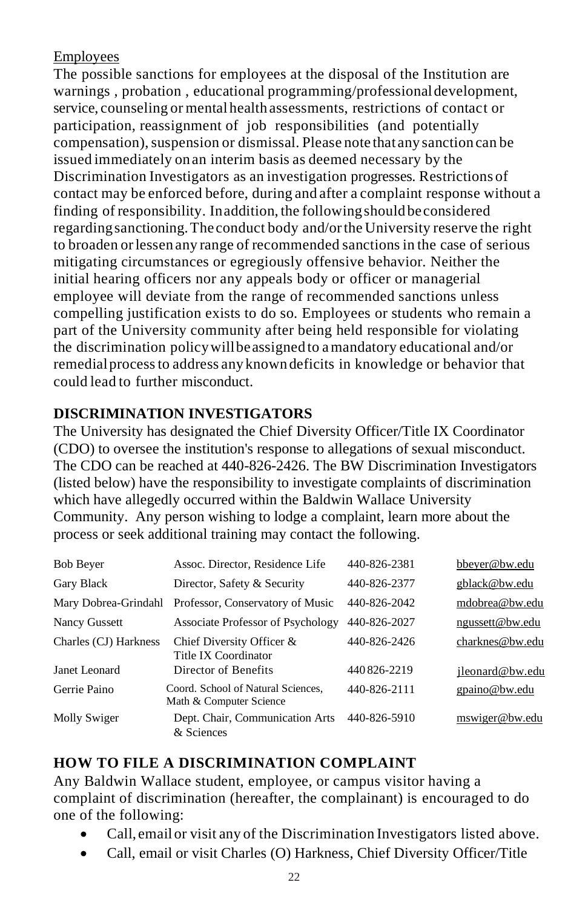Employees

The possible sanctions for employees at the disposal of the Institution are warnings , probation , educational programming/professional development, service, counseling or mental health assessments, restrictions of contact or participation, reassignment of job responsibilities (and potentially compensation), suspension or dismissal. Please note that any sanction can be issued immediately on an interim basis as deemed necessary by the Discrimination Investigators as an investigation progresses. Restrictions of contact may be enforced before, during and after a complaint response without a finding of responsibility. In addition, the following should be considered regarding sanctioning. The conduct body and/or the University reserve the right to broaden or lessen any range of recommended sanctions in the case of serious mitigating circumstances or egregiously offensive behavior. Neither the initial hearing officers nor any appeals body or officer or managerial employee will deviate from the range of recommended sanctions unless compelling justification exists to do so. Employees or students who remain a part of the University community after being held responsible for violating the discrimination policy will be assigned to a mandatory educational and/or remedial process to address any known deficits in knowledge or behavior that could lead to further misconduct.

## DISCRIMINATION INVESTIGATORS

The University has designated the Chief Diversity Officer/Title IX Coordinator (CDO) to oversee the institution's response to allegations of sexual misconduct. The CDO can be reached at 440-826-2426. The BW Discrimination Investigators (listed below) have the responsibility to investigate complaints of discrimination which have allegedly occurred within the Baldwin Wallace University Community. Any person wishing to lodge a complaint, learn more about the process or seek additional training may contact the following.

| Name | Title | Phone | Email |
|---|---|---|---|
| Bob Beyer | Assoc. Director, Residence Life | 440-826-2381 | bbeyer@bw.edu |
| Gary Black | Director, Safety & Security | 440-826-2377 | gblack@bw.edu |
| Mary Dobrea-Grindahl | Professor, Conservatory of Music | 440-826-2042 | mdobrea@bw.edu |
| Nancy Gussett | Associate Professor of Psychology | 440-826-2027 | ngussett@bw.edu |
| Charles (CJ) Harkness | Chief Diversity Officer & Title IX Coordinator | 440-826-2426 | charknes@bw.edu |
| Janet Leonard | Director of Benefits | 440 826-2219 | jleonard@bw.edu |
| Gerrie Paino | Coord. School of Natural Sciences, Math & Computer Science | 440-826-2111 | gpaino@bw.edu |
| Molly Swiger | Dept. Chair, Communication Arts & Sciences | 440-826-5910 | mswiger@bw.edu |

## HOW TO FILE A DISCRIMINATION COMPLAINT

Any Baldwin Wallace student, employee, or campus visitor having a complaint of discrimination (hereafter, the complainant) is encouraged to do one of the following:

- Call, email or visit any of the Discrimination Investigators listed above.
- Call, email or visit Charles (O) Harkness, Chief Diversity Officer/Title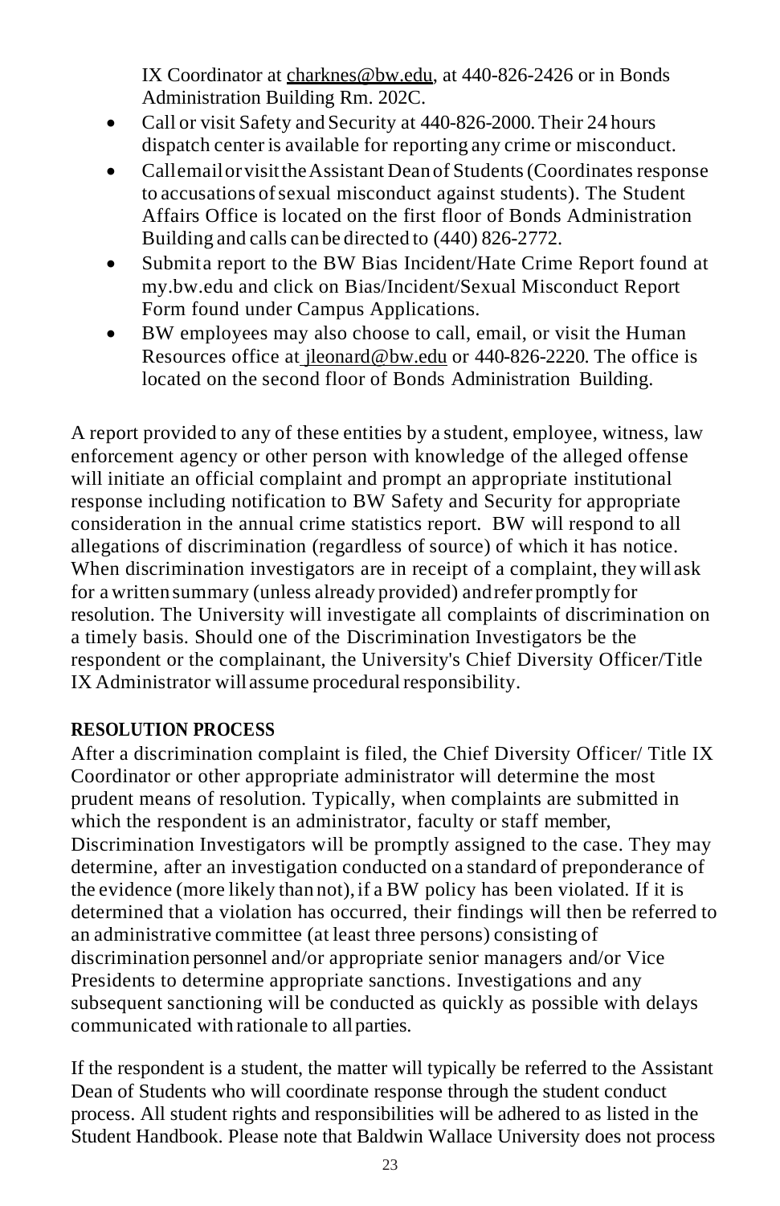IX Coordinator at charknes@bw.edu, at 440-826-2426 or in Bonds Administration Building Rm. 202C.

- Call or visit Safety and Security at 440-826-2000. Their 24 hours dispatch center is available for reporting any crime or misconduct.
- Call email or visit the Assistant Dean of Students (Coordinates response to accusations of sexual misconduct against students). The Student Affairs Office is located on the first floor of Bonds Administration Building and calls can be directed to (440) 826-2772.
- Submit a report to the BW Bias Incident/Hate Crime Report found at my.bw.edu and click on Bias/Incident/Sexual Misconduct Report Form found under Campus Applications.
- BW employees may also choose to call, email, or visit the Human Resources office at jleonard@bw.edu or 440-826-2220. The office is located on the second floor of Bonds Administration Building.

A report provided to any of these entities by a student, employee, witness, law enforcement agency or other person with knowledge of the alleged offense will initiate an official complaint and prompt an appropriate institutional response including notification to BW Safety and Security for appropriate consideration in the annual crime statistics report. BW will respond to all allegations of discrimination (regardless of source) of which it has notice. When discrimination investigators are in receipt of a complaint, they will ask for a written summary (unless already provided) and refer promptly for resolution. The University will investigate all complaints of discrimination on a timely basis. Should one of the Discrimination Investigators be the respondent or the complainant, the University's Chief Diversity Officer/Title IX Administrator will assume procedural responsibility.

**RESOLUTION PROCESS**

After a discrimination complaint is filed, the Chief Diversity Officer/ Title IX Coordinator or other appropriate administrator will determine the most prudent means of resolution. Typically, when complaints are submitted in which the respondent is an administrator, faculty or staff member, Discrimination Investigators will be promptly assigned to the case. They may determine, after an investigation conducted on a standard of preponderance of the evidence (more likely than not), if a BW policy has been violated. If it is determined that a violation has occurred, their findings will then be referred to an administrative committee (at least three persons) consisting of discrimination personnel and/or appropriate senior managers and/or Vice Presidents to determine appropriate sanctions. Investigations and any subsequent sanctioning will be conducted as quickly as possible with delays communicated with rationale to all parties.

If the respondent is a student, the matter will typically be referred to the Assistant Dean of Students who will coordinate response through the student conduct process. All student rights and responsibilities will be adhered to as listed in the Student Handbook. Please note that Baldwin Wallace University does not process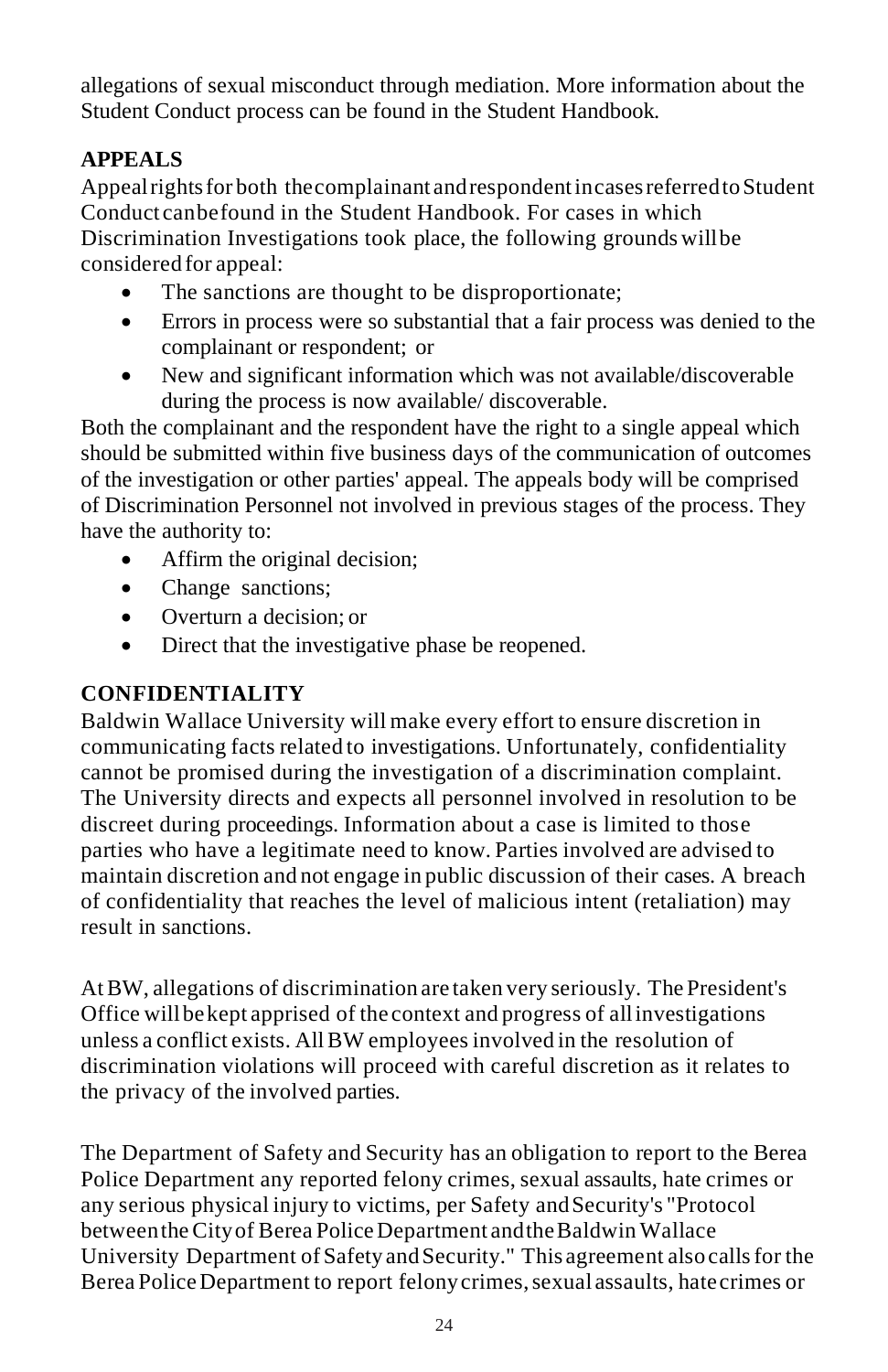allegations of sexual misconduct through mediation. More information about the Student Conduct process can be found in the Student Handbook.

**APPEALS**

Appeal rights for both the complainant and respondent in cases referred to Student Conduct can be found in the Student Handbook. For cases in which Discrimination Investigations took place, the following grounds will be considered for appeal:

- The sanctions are thought to be disproportionate;
- Errors in process were so substantial that a fair process was denied to the complainant or respondent; or
- New and significant information which was not available/discoverable during the process is now available/ discoverable.

Both the complainant and the respondent have the right to a single appeal which should be submitted within five business days of the communication of outcomes of the investigation or other parties' appeal. The appeals body will be comprised of Discrimination Personnel not involved in previous stages of the process. They have the authority to:

- Affirm the original decision;
- Change sanctions;
- Overturn a decision; or
- Direct that the investigative phase be reopened.

**CONFIDENTIALITY**

Baldwin Wallace University will make every effort to ensure discretion in communicating facts related to investigations. Unfortunately, confidentiality cannot be promised during the investigation of a discrimination complaint. The University directs and expects all personnel involved in resolution to be discreet during proceedings. Information about a case is limited to those parties who have a legitimate need to know. Parties involved are advised to maintain discretion and not engage in public discussion of their cases. A breach of confidentiality that reaches the level of malicious intent (retaliation) may result in sanctions.

At BW, allegations of discrimination are taken very seriously. The President's Office will be kept apprised of the context and progress of all investigations unless a conflict exists. All BW employees involved in the resolution of discrimination violations will proceed with careful discretion as it relates to the privacy of the involved parties.

The Department of Safety and Security has an obligation to report to the Berea Police Department any reported felony crimes, sexual assaults, hate crimes or any serious physical injury to victims, per Safety and Security's "Protocol between the City of Berea Police Department and the Baldwin Wallace University Department of Safety and Security." This agreement also calls for the Berea Police Department to report felony crimes, sexual assaults, hate crimes or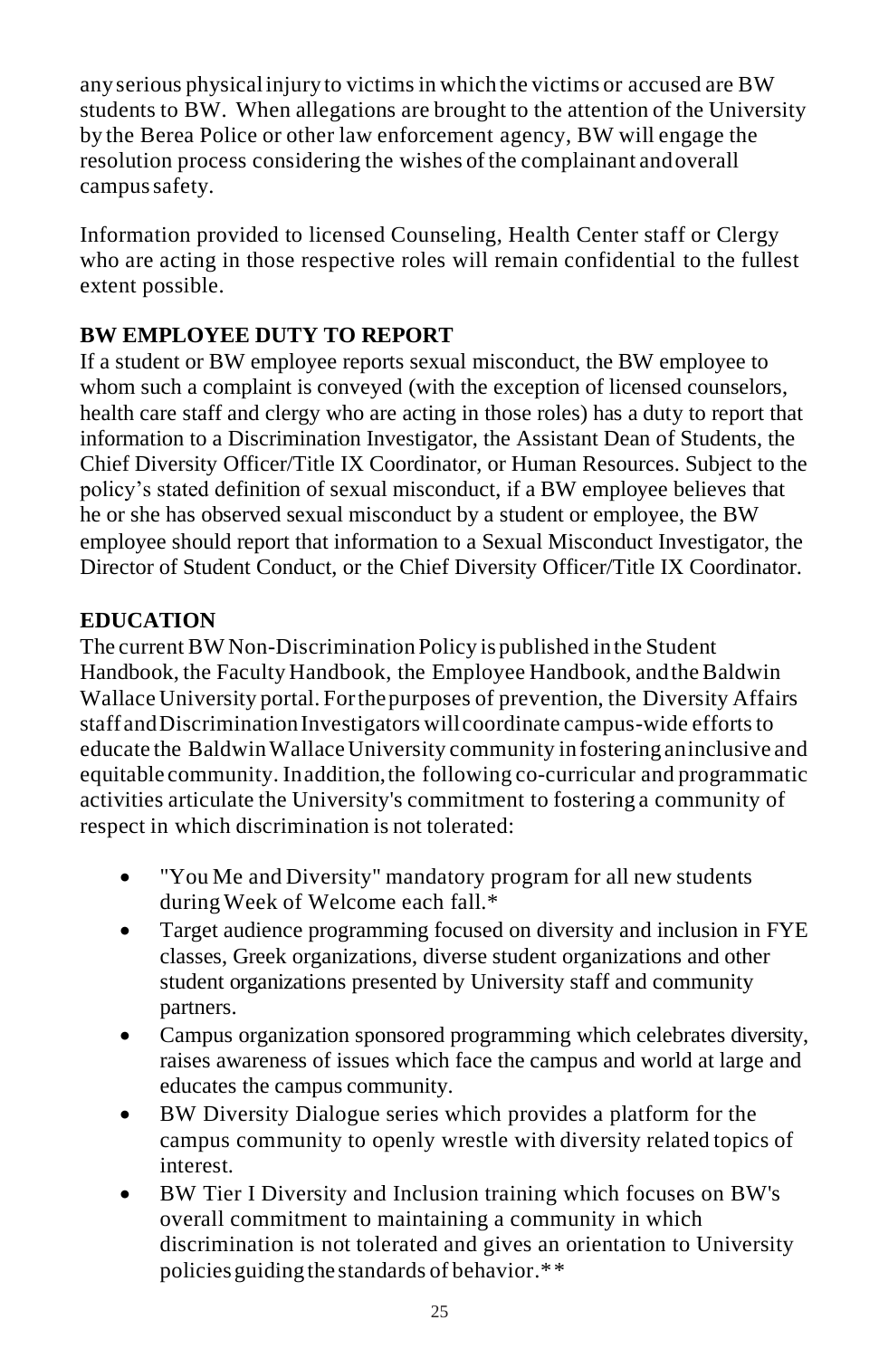any serious physical injury to victims in which the victims or accused are BW students to BW. When allegations are brought to the attention of the University by the Berea Police or other law enforcement agency, BW will engage the resolution process considering the wishes of the complainant and overall campus safety.

Information provided to licensed Counseling, Health Center staff or Clergy who are acting in those respective roles will remain confidential to the fullest extent possible.

## BW EMPLOYEE DUTY TO REPORT

If a student or BW employee reports sexual misconduct, the BW employee to whom such a complaint is conveyed (with the exception of licensed counselors, health care staff and clergy who are acting in those roles) has a duty to report that information to a Discrimination Investigator, the Assistant Dean of Students, the Chief Diversity Officer/Title IX Coordinator, or Human Resources. Subject to the policy's stated definition of sexual misconduct, if a BW employee believes that he or she has observed sexual misconduct by a student or employee, the BW employee should report that information to a Sexual Misconduct Investigator, the Director of Student Conduct, or the Chief Diversity Officer/Title IX Coordinator.

## EDUCATION

The current BW Non-Discrimination Policy is published in the Student Handbook, the Faculty Handbook, the Employee Handbook, and the Baldwin Wallace University portal. For the purposes of prevention, the Diversity Affairs staff and Discrimination Investigators will coordinate campus-wide efforts to educate the Baldwin Wallace University community in fostering an inclusive and equitable community. In addition, the following co-curricular and programmatic activities articulate the University's commitment to fostering a community of respect in which discrimination is not tolerated:

- "You Me and Diversity" mandatory program for all new students during Week of Welcome each fall.*
- Target audience programming focused on diversity and inclusion in FYE classes, Greek organizations, diverse student organizations and other student organizations presented by University staff and community partners.
- Campus organization sponsored programming which celebrates diversity, raises awareness of issues which face the campus and world at large and educates the campus community.
- BW Diversity Dialogue series which provides a platform for the campus community to openly wrestle with diversity related topics of interest.
- BW Tier I Diversity and Inclusion training which focuses on BW's overall commitment to maintaining a community in which discrimination is not tolerated and gives an orientation to University policies guiding the standards of behavior.**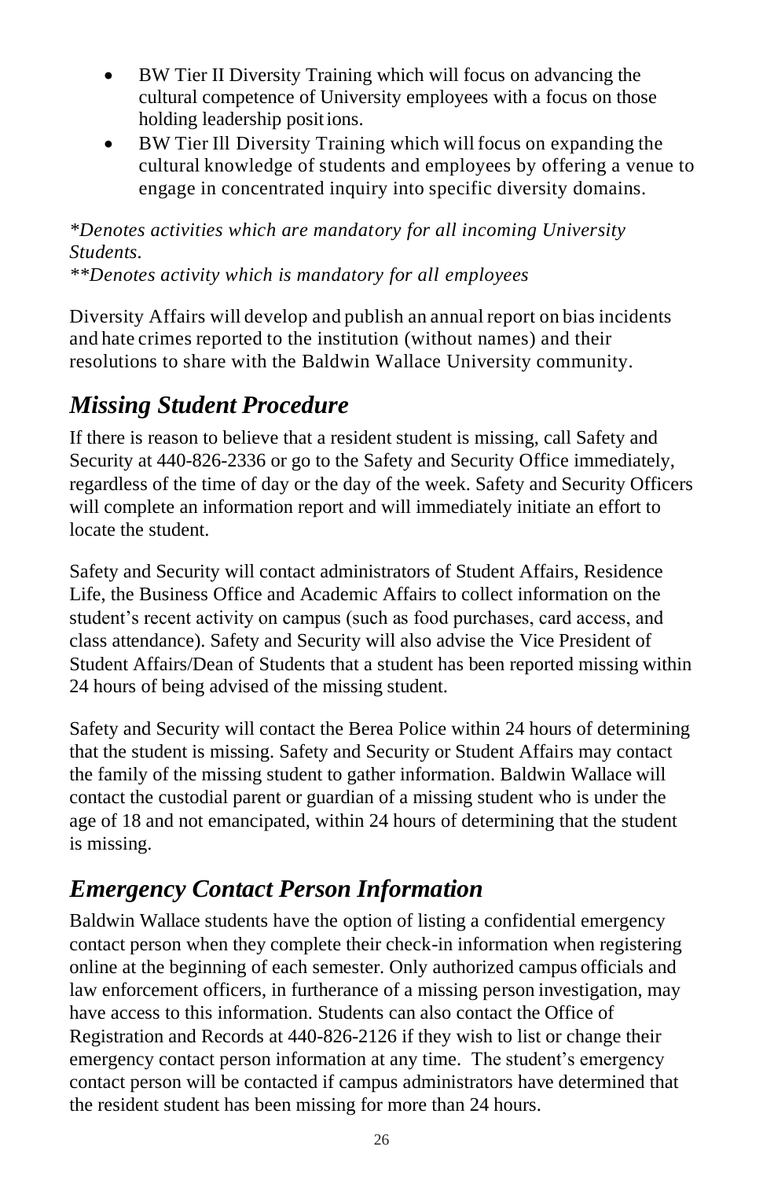- BW Tier II Diversity Training which will focus on advancing the cultural competence of University employees with a focus on those holding leadership positions.
- BW Tier Ill Diversity Training which will focus on expanding the cultural knowledge of students and employees by offering a venue to engage in concentrated inquiry into specific diversity domains.

*\*Denotes activities which are mandatory for all incoming University Students.*
*\*\*Denotes activity which is mandatory for all employees*

Diversity Affairs will develop and publish an annual report on bias incidents and hate crimes reported to the institution (without names) and their resolutions to share with the Baldwin Wallace University community.

## *Missing Student Procedure*

If there is reason to believe that a resident student is missing, call Safety and Security at 440-826-2336 or go to the Safety and Security Office immediately, regardless of the time of day or the day of the week. Safety and Security Officers will complete an information report and will immediately initiate an effort to locate the student.

Safety and Security will contact administrators of Student Affairs, Residence Life, the Business Office and Academic Affairs to collect information on the student's recent activity on campus (such as food purchases, card access, and class attendance). Safety and Security will also advise the Vice President of Student Affairs/Dean of Students that a student has been reported missing within 24 hours of being advised of the missing student.

Safety and Security will contact the Berea Police within 24 hours of determining that the student is missing. Safety and Security or Student Affairs may contact the family of the missing student to gather information. Baldwin Wallace will contact the custodial parent or guardian of a missing student who is under the age of 18 and not emancipated, within 24 hours of determining that the student is missing.

## *Emergency Contact Person Information*

Baldwin Wallace students have the option of listing a confidential emergency contact person when they complete their check-in information when registering online at the beginning of each semester. Only authorized campus officials and law enforcement officers, in furtherance of a missing person investigation, may have access to this information. Students can also contact the Office of Registration and Records at 440-826-2126 if they wish to list or change their emergency contact person information at any time. The student's emergency contact person will be contacted if campus administrators have determined that the resident student has been missing for more than 24 hours.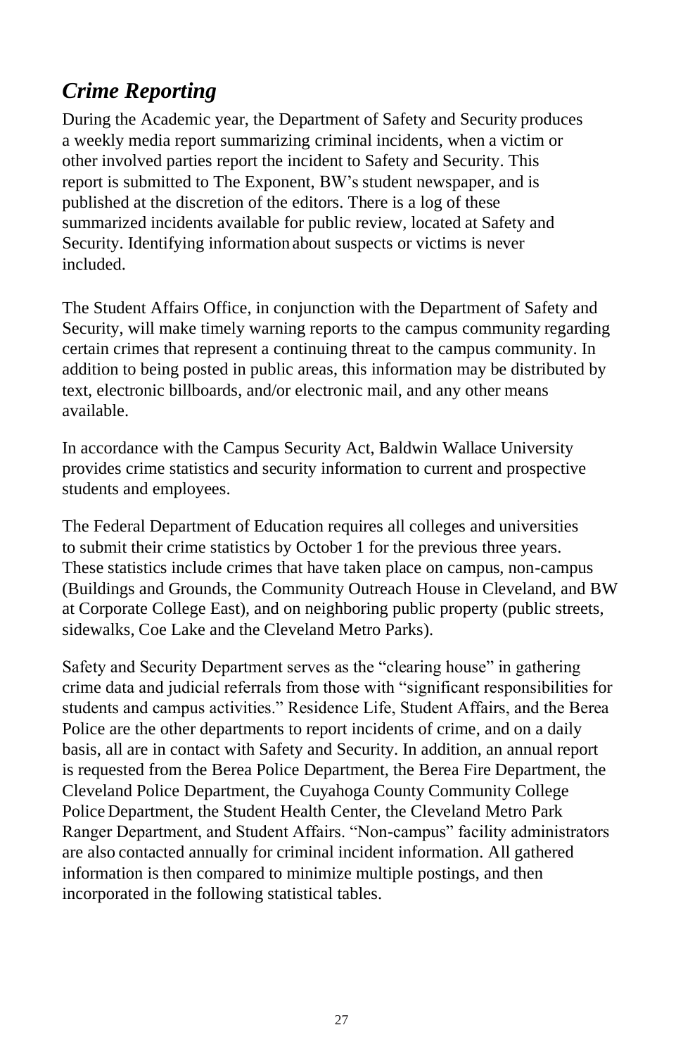## *Crime Reporting*

During the Academic year, the Department of Safety and Security produces a weekly media report summarizing criminal incidents, when a victim or other involved parties report the incident to Safety and Security. This report is submitted to The Exponent, BW's student newspaper, and is published at the discretion of the editors. There is a log of these summarized incidents available for public review, located at Safety and Security. Identifying information about suspects or victims is never included.

The Student Affairs Office, in conjunction with the Department of Safety and Security, will make timely warning reports to the campus community regarding certain crimes that represent a continuing threat to the campus community. In addition to being posted in public areas, this information may be distributed by text, electronic billboards, and/or electronic mail, and any other means available.

In accordance with the Campus Security Act, Baldwin Wallace University provides crime statistics and security information to current and prospective students and employees.

The Federal Department of Education requires all colleges and universities to submit their crime statistics by October 1 for the previous three years. These statistics include crimes that have taken place on campus, non-campus (Buildings and Grounds, the Community Outreach House in Cleveland, and BW at Corporate College East), and on neighboring public property (public streets, sidewalks, Coe Lake and the Cleveland Metro Parks).

Safety and Security Department serves as the "clearing house" in gathering crime data and judicial referrals from those with "significant responsibilities for students and campus activities." Residence Life, Student Affairs, and the Berea Police are the other departments to report incidents of crime, and on a daily basis, all are in contact with Safety and Security. In addition, an annual report is requested from the Berea Police Department, the Berea Fire Department, the Cleveland Police Department, the Cuyahoga County Community College Police Department, the Student Health Center, the Cleveland Metro Park Ranger Department, and Student Affairs. "Non-campus" facility administrators are also contacted annually for criminal incident information. All gathered information is then compared to minimize multiple postings, and then incorporated in the following statistical tables.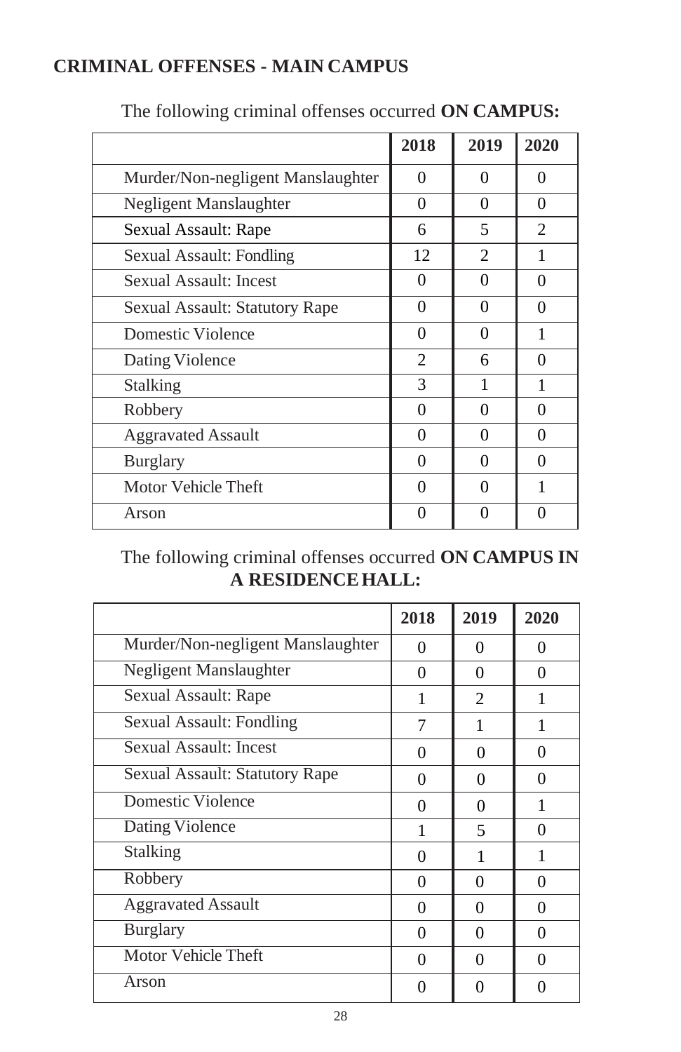## CRIMINAL OFFENSES - MAIN CAMPUS

The following criminal offenses occurred **ON CAMPUS:**

| | 2018 | 2019 | 2020 |
|---|---|---|---|
| Murder/Non-negligent Manslaughter | 0 | 0 | 0 |
| Negligent Manslaughter | 0 | 0 | 0 |
| Sexual Assault: Rape | 6 | 5 | 2 |
| Sexual Assault: Fondling | 12 | 2 | 1 |
| Sexual Assault: Incest | 0 | 0 | 0 |
| Sexual Assault: Statutory Rape | 0 | 0 | 0 |
| Domestic Violence | 0 | 0 | 1 |
| Dating Violence | 2 | 6 | 0 |
| Stalking | 3 | 1 | 1 |
| Robbery | 0 | 0 | 0 |
| Aggravated Assault | 0 | 0 | 0 |
| Burglary | 0 | 0 | 0 |
| Motor Vehicle Theft | 0 | 0 | 1 |
| Arson | 0 | 0 | 0 |

The following criminal offenses occurred **ON CAMPUS IN A RESIDENCE HALL:**

| | 2018 | 2019 | 2020 |
|---|---|---|---|
| Murder/Non-negligent Manslaughter | 0 | 0 | 0 |
| Negligent Manslaughter | 0 | 0 | 0 |
| Sexual Assault: Rape | 1 | 2 | 1 |
| Sexual Assault: Fondling | 7 | 1 | 1 |
| Sexual Assault: Incest | 0 | 0 | 0 |
| Sexual Assault: Statutory Rape | 0 | 0 | 0 |
| Domestic Violence | 0 | 0 | 1 |
| Dating Violence | 1 | 5 | 0 |
| Stalking | 0 | 1 | 1 |
| Robbery | 0 | 0 | 0 |
| Aggravated Assault | 0 | 0 | 0 |
| Burglary | 0 | 0 | 0 |
| Motor Vehicle Theft | 0 | 0 | 0 |
| Arson | 0 | 0 | 0 |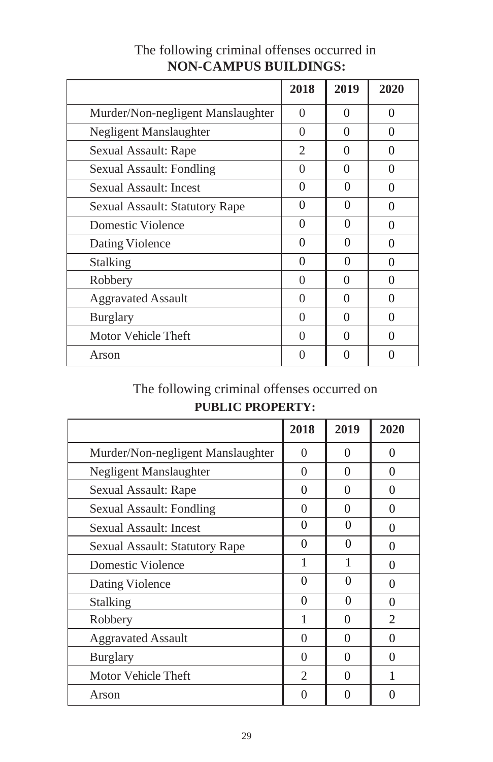The following criminal offenses occurred in **NON-CAMPUS BUILDINGS:**

| | 2018 | 2019 | 2020 |
|---|---|---|---|
| Murder/Non-negligent Manslaughter | 0 | 0 | 0 |
| Negligent Manslaughter | 0 | 0 | 0 |
| Sexual Assault: Rape | 2 | 0 | 0 |
| Sexual Assault: Fondling | 0 | 0 | 0 |
| Sexual Assault: Incest | 0 | 0 | 0 |
| Sexual Assault: Statutory Rape | 0 | 0 | 0 |
| Domestic Violence | 0 | 0 | 0 |
| Dating Violence | 0 | 0 | 0 |
| Stalking | 0 | 0 | 0 |
| Robbery | 0 | 0 | 0 |
| Aggravated Assault | 0 | 0 | 0 |
| Burglary | 0 | 0 | 0 |
| Motor Vehicle Theft | 0 | 0 | 0 |
| Arson | 0 | 0 | 0 |

The following criminal offenses occurred on **PUBLIC PROPERTY:**

| | 2018 | 2019 | 2020 |
|---|---|---|---|
| Murder/Non-negligent Manslaughter | 0 | 0 | 0 |
| Negligent Manslaughter | 0 | 0 | 0 |
| Sexual Assault: Rape | 0 | 0 | 0 |
| Sexual Assault: Fondling | 0 | 0 | 0 |
| Sexual Assault: Incest | 0 | 0 | 0 |
| Sexual Assault: Statutory Rape | 0 | 0 | 0 |
| Domestic Violence | 1 | 1 | 0 |
| Dating Violence | 0 | 0 | 0 |
| Stalking | 0 | 0 | 0 |
| Robbery | 1 | 0 | 2 |
| Aggravated Assault | 0 | 0 | 0 |
| Burglary | 0 | 0 | 0 |
| Motor Vehicle Theft | 2 | 0 | 1 |
| Arson | 0 | 0 | 0 |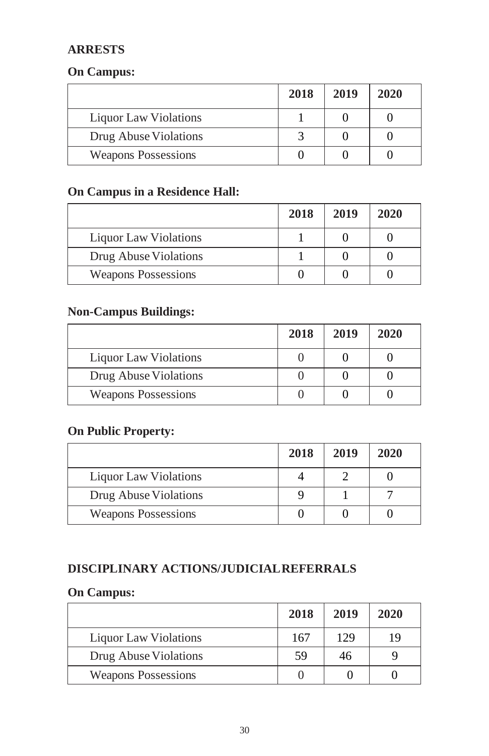## ARRESTS

### On Campus:

| | 2018 | 2019 | 2020 |
|---|---|---|---|
| Liquor Law Violations | 1 | 0 | 0 |
| Drug Abuse Violations | 3 | 0 | 0 |
| Weapons Possessions | 0 | 0 | 0 |

### On Campus in a Residence Hall:

| | 2018 | 2019 | 2020 |
|---|---|---|---|
| Liquor Law Violations | 1 | 0 | 0 |
| Drug Abuse Violations | 1 | 0 | 0 |
| Weapons Possessions | 0 | 0 | 0 |

### Non-Campus Buildings:

| | 2018 | 2019 | 2020 |
|---|---|---|---|
| Liquor Law Violations | 0 | 0 | 0 |
| Drug Abuse Violations | 0 | 0 | 0 |
| Weapons Possessions | 0 | 0 | 0 |

### On Public Property:

| | 2018 | 2019 | 2020 |
|---|---|---|---|
| Liquor Law Violations | 4 | 2 | 0 |
| Drug Abuse Violations | 9 | 1 | 7 |
| Weapons Possessions | 0 | 0 | 0 |

## DISCIPLINARY ACTIONS/JUDICIAL REFERRALS

### On Campus:

| | 2018 | 2019 | 2020 |
|---|---|---|---|
| Liquor Law Violations | 167 | 129 | 19 |
| Drug Abuse Violations | 59 | 46 | 9 |
| Weapons Possessions | 0 | 0 | 0 |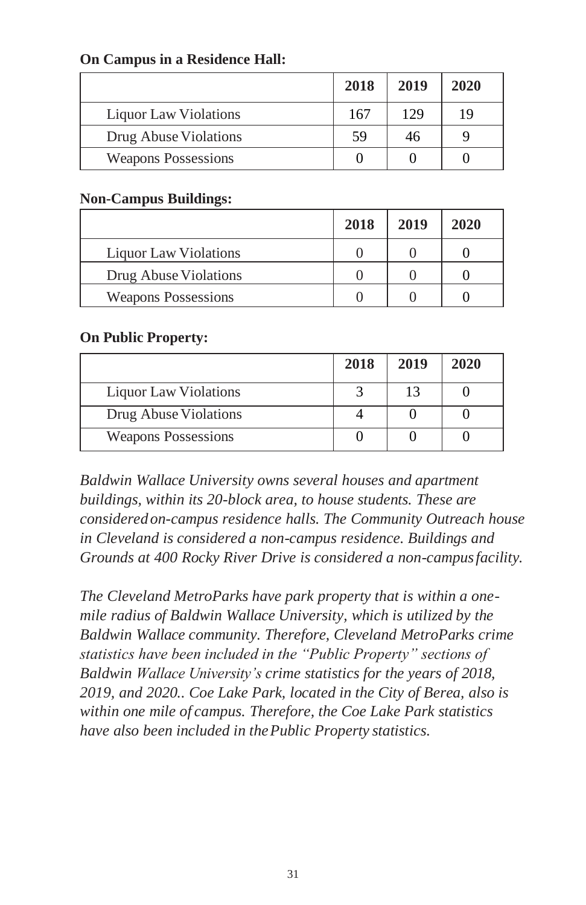**On Campus in a Residence Hall:**

| | 2018 | 2019 | 2020 |
|---|---|---|---|
| Liquor Law Violations | 167 | 129 | 19 |
| Drug Abuse Violations | 59 | 46 | 9 |
| Weapons Possessions | 0 | 0 | 0 |

**Non-Campus Buildings:**

| | 2018 | 2019 | 2020 |
|---|---|---|---|
| Liquor Law Violations | 0 | 0 | 0 |
| Drug Abuse Violations | 0 | 0 | 0 |
| Weapons Possessions | 0 | 0 | 0 |

**On Public Property:**

| | 2018 | 2019 | 2020 |
|---|---|---|---|
| Liquor Law Violations | 3 | 13 | 0 |
| Drug Abuse Violations | 4 | 0 | 0 |
| Weapons Possessions | 0 | 0 | 0 |

*Baldwin Wallace University owns several houses and apartment buildings, within its 20-block area, to house students. These are considered on-campus residence halls. The Community Outreach house in Cleveland is considered a non-campus residence. Buildings and Grounds at 400 Rocky River Drive is considered a non-campus facility.*

*The Cleveland MetroParks have park property that is within a one-mile radius of Baldwin Wallace University, which is utilized by the Baldwin Wallace community. Therefore, Cleveland MetroParks crime statistics have been included in the "Public Property" sections of Baldwin Wallace University's crime statistics for the years of 2018, 2019, and 2020.. Coe Lake Park, located in the City of Berea, also is within one mile of campus. Therefore, the Coe Lake Park statistics have also been included in the Public Property statistics.*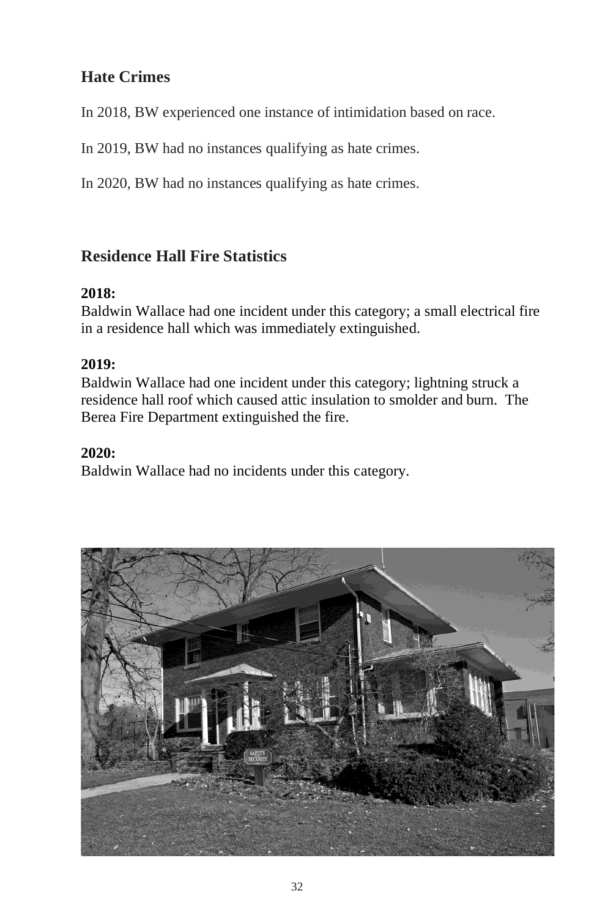## Hate Crimes

In 2018, BW experienced one instance of intimidation based on race.

In 2019, BW had no instances qualifying as hate crimes.

In 2020, BW had no instances qualifying as hate crimes.

## Residence Hall Fire Statistics

**2018:**
Baldwin Wallace had one incident under this category; a small electrical fire in a residence hall which was immediately extinguished.

**2019:**
Baldwin Wallace had one incident under this category; lightning struck a residence hall roof which caused attic insulation to smolder and burn. The Berea Fire Department extinguished the fire.

**2020:**
Baldwin Wallace had no incidents under this category.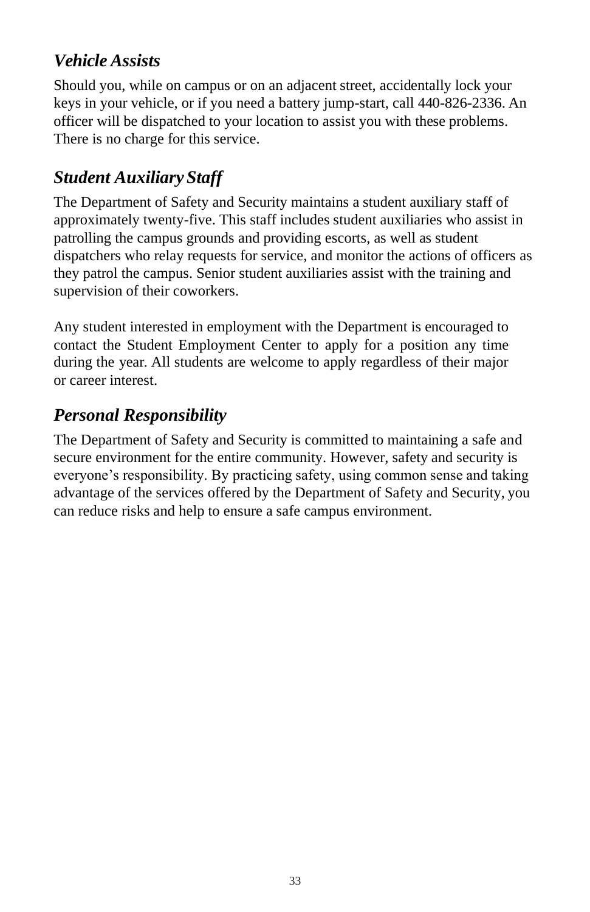## *Vehicle Assists*

Should you, while on campus or on an adjacent street, accidentally lock your keys in your vehicle, or if you need a battery jump-start, call 440-826-2336. An officer will be dispatched to your location to assist you with these problems. There is no charge for this service.

## *Student Auxiliary Staff*

The Department of Safety and Security maintains a student auxiliary staff of approximately twenty-five. This staff includes student auxiliaries who assist in patrolling the campus grounds and providing escorts, as well as student dispatchers who relay requests for service, and monitor the actions of officers as they patrol the campus. Senior student auxiliaries assist with the training and supervision of their coworkers.

Any student interested in employment with the Department is encouraged to contact the Student Employment Center to apply for a position any time during the year. All students are welcome to apply regardless of their major or career interest.

## *Personal Responsibility*

The Department of Safety and Security is committed to maintaining a safe and secure environment for the entire community. However, safety and security is everyone's responsibility. By practicing safety, using common sense and taking advantage of the services offered by the Department of Safety and Security, you can reduce risks and help to ensure a safe campus environment.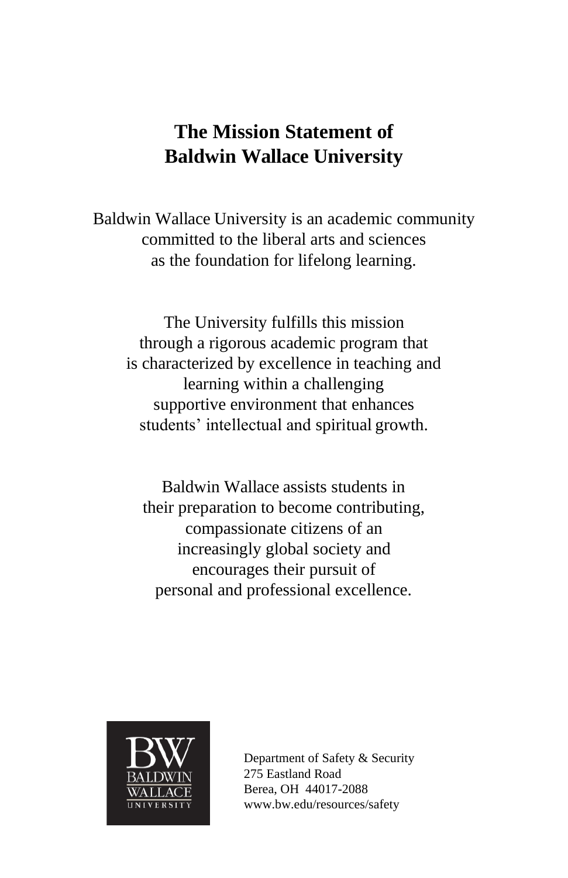# The Mission Statement of Baldwin Wallace University

Baldwin Wallace University is an academic community committed to the liberal arts and sciences as the foundation for lifelong learning.

The University fulfills this mission through a rigorous academic program that is characterized by excellence in teaching and learning within a challenging supportive environment that enhances students' intellectual and spiritual growth.

Baldwin Wallace assists students in their preparation to become contributing, compassionate citizens of an increasingly global society and encourages their pursuit of personal and professional excellence.

BW
BALDWIN
WALLACE
UNIVERSITY

Department of Safety & Security
275 Eastland Road
Berea, OH 44017-2088
www.bw.edu/resources/safety